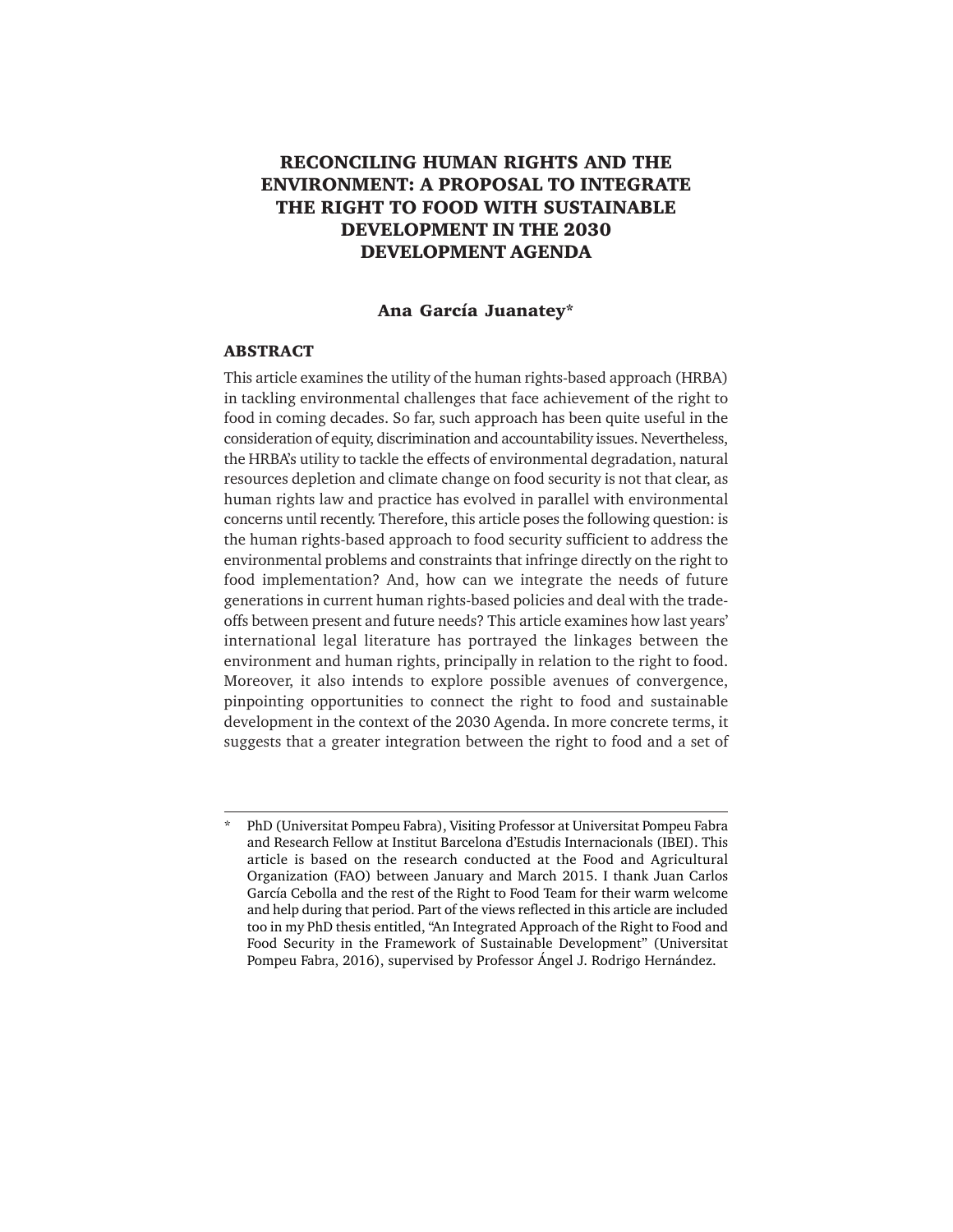# RECONCILING HUMAN RIGHTS AND THE ENVIRONMENT: A PROPOSAL TO INTEGRATE THE RIGHT TO FOOD WITH SUSTAINABLE DEVELOPMENT IN THE 2030 DEVELOPMENT AGENDA

**Ana García Juanatey***

## ABSTRACT

This article examines the utility of the human rights-based approach (HRBA) in tackling environmental challenges that face achievement of the right to food in coming decades. So far, such approach has been quite useful in the consideration of equity, discrimination and accountability issues. Nevertheless, the HRBA's utility to tackle the effects of environmental degradation, natural resources depletion and climate change on food security is not that clear, as human rights law and practice has evolved in parallel with environmental concerns until recently. Therefore, this article poses the following question: is the human rights-based approach to food security sufficient to address the environmental problems and constraints that infringe directly on the right to food implementation? And, how can we integrate the needs of future generations in current human rights-based policies and deal with the trade-offs between present and future needs? This article examines how last years' international legal literature has portrayed the linkages between the environment and human rights, principally in relation to the right to food. Moreover, it also intends to explore possible avenues of convergence, pinpointing opportunities to connect the right to food and sustainable development in the context of the 2030 Agenda. In more concrete terms, it suggests that a greater integration between the right to food and a set of

---

\* PhD (Universitat Pompeu Fabra), Visiting Professor at Universitat Pompeu Fabra and Research Fellow at Institut Barcelona d'Estudis Internacionals (IBEI). This article is based on the research conducted at the Food and Agricultural Organization (FAO) between January and March 2015. I thank Juan Carlos García Cebolla and the rest of the Right to Food Team for their warm welcome and help during that period. Part of the views reflected in this article are included too in my PhD thesis entitled, "An Integrated Approach of the Right to Food and Food Security in the Framework of Sustainable Development" (Universitat Pompeu Fabra, 2016), supervised by Professor Ángel J. Rodrigo Hernández.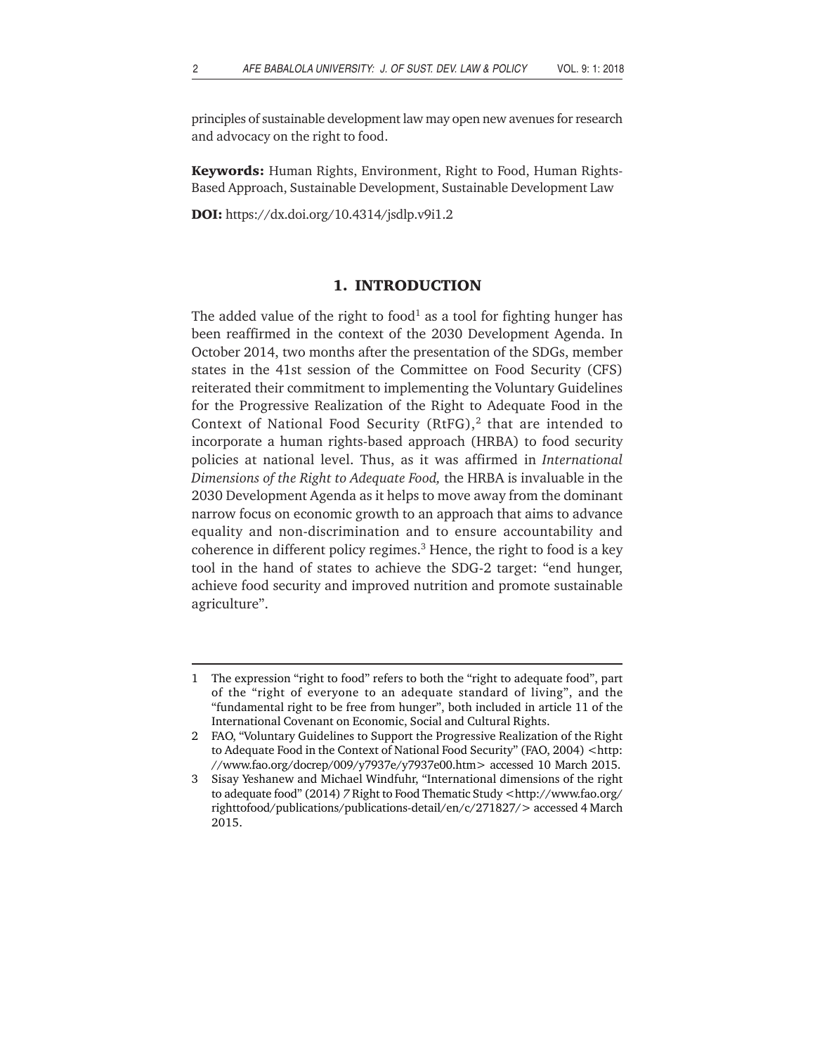principles of sustainable development law may open new avenues for research and advocacy on the right to food.

**Keywords:** Human Rights, Environment, Right to Food, Human Rights-Based Approach, Sustainable Development, Sustainable Development Law

**DOI:** https://dx.doi.org/10.4314/jsdlp.v9i1.2

## 1. INTRODUCTION

The added value of the right to food[1] as a tool for fighting hunger has been reaffirmed in the context of the 2030 Development Agenda. In October 2014, two months after the presentation of the SDGs, member states in the 41st session of the Committee on Food Security (CFS) reiterated their commitment to implementing the Voluntary Guidelines for the Progressive Realization of the Right to Adequate Food in the Context of National Food Security (RtFG),[2] that are intended to incorporate a human rights-based approach (HRBA) to food security policies at national level. Thus, as it was affirmed in *International Dimensions of the Right to Adequate Food,* the HRBA is invaluable in the 2030 Development Agenda as it helps to move away from the dominant narrow focus on economic growth to an approach that aims to advance equality and non-discrimination and to ensure accountability and coherence in different policy regimes.[3] Hence, the right to food is a key tool in the hand of states to achieve the SDG-2 target: "end hunger, achieve food security and improved nutrition and promote sustainable agriculture".

---

1 The expression "right to food" refers to both the "right to adequate food", part of the "right of everyone to an adequate standard of living", and the "fundamental right to be free from hunger", both included in article 11 of the International Covenant on Economic, Social and Cultural Rights.

2 FAO, "Voluntary Guidelines to Support the Progressive Realization of the Right to Adequate Food in the Context of National Food Security" (FAO, 2004) <http://www.fao.org/docrep/009/y7937e/y7937e00.htm> accessed 10 March 2015.

3 Sisay Yeshanew and Michael Windfuhr, "International dimensions of the right to adequate food" (2014) *7* Right to Food Thematic Study <http://www.fao.org/righttofood/publications/publications-detail/en/c/271827/> accessed 4 March 2015.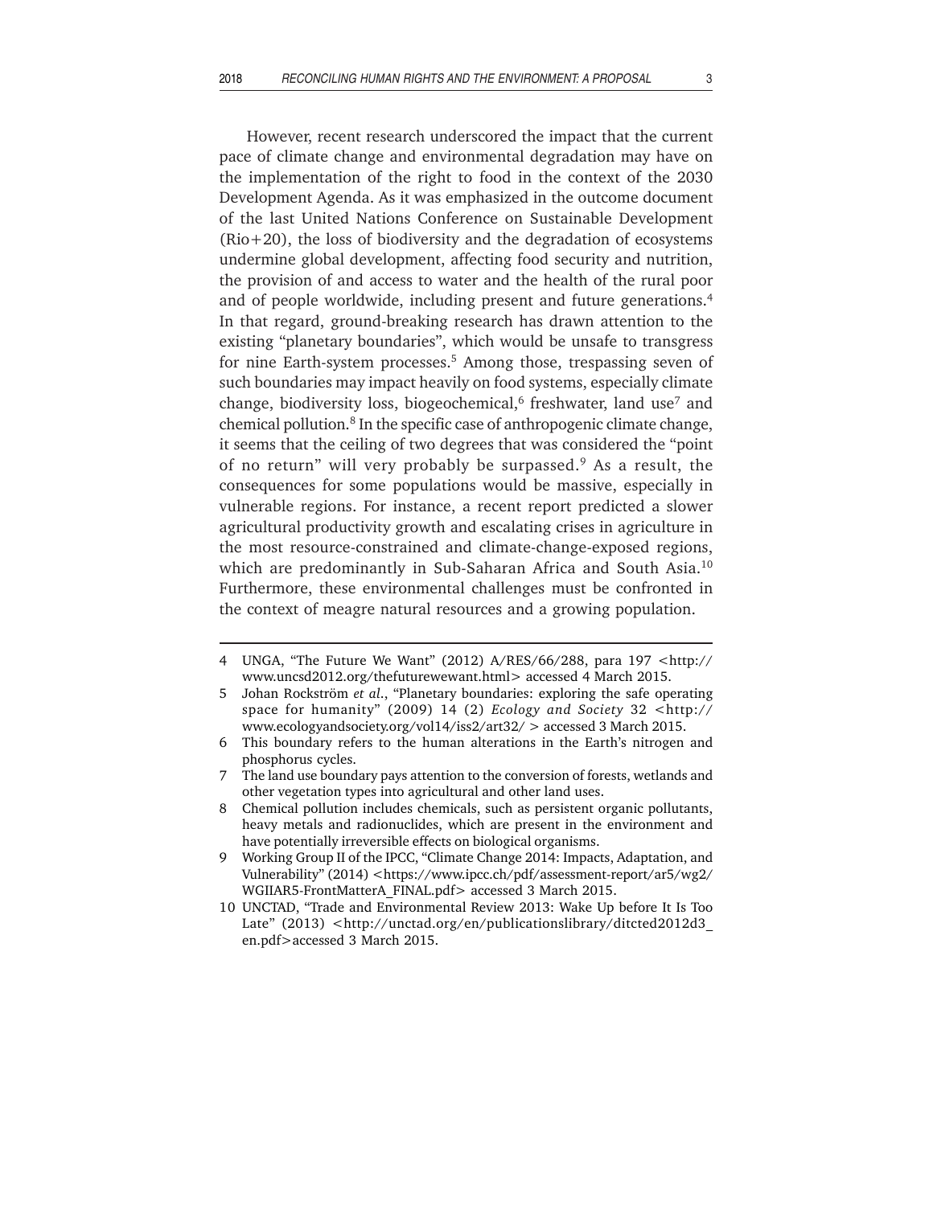However, recent research underscored the impact that the current pace of climate change and environmental degradation may have on the implementation of the right to food in the context of the 2030 Development Agenda. As it was emphasized in the outcome document of the last United Nations Conference on Sustainable Development (Rio+20), the loss of biodiversity and the degradation of ecosystems undermine global development, affecting food security and nutrition, the provision of and access to water and the health of the rural poor and of people worldwide, including present and future generations.[4] In that regard, ground-breaking research has drawn attention to the existing "planetary boundaries", which would be unsafe to transgress for nine Earth-system processes.[5] Among those, trespassing seven of such boundaries may impact heavily on food systems, especially climate change, biodiversity loss, biogeochemical,[6] freshwater, land use[7] and chemical pollution.[8] In the specific case of anthropogenic climate change, it seems that the ceiling of two degrees that was considered the "point of no return" will very probably be surpassed.[9] As a result, the consequences for some populations would be massive, especially in vulnerable regions. For instance, a recent report predicted a slower agricultural productivity growth and escalating crises in agriculture in the most resource-constrained and climate-change-exposed regions, which are predominantly in Sub-Saharan Africa and South Asia.[10] Furthermore, these environmental challenges must be confronted in the context of meagre natural resources and a growing population.

---

4 UNGA, "The Future We Want" (2012) A/RES/66/288, para 197 <http://www.uncsd2012.org/thefuturewewant.html> accessed 4 March 2015.

5 Johan Rockström *et al.*, "Planetary boundaries: exploring the safe operating space for humanity" (2009) 14 (2) *Ecology and Society* 32 <http://www.ecologyandsociety.org/vol14/iss2/art32/ > accessed 3 March 2015.

6 This boundary refers to the human alterations in the Earth's nitrogen and phosphorus cycles.

7 The land use boundary pays attention to the conversion of forests, wetlands and other vegetation types into agricultural and other land uses.

8 Chemical pollution includes chemicals, such as persistent organic pollutants, heavy metals and radionuclides, which are present in the environment and have potentially irreversible effects on biological organisms.

9 Working Group II of the IPCC, "Climate Change 2014: Impacts, Adaptation, and Vulnerability" (2014) <https://www.ipcc.ch/pdf/assessment-report/ar5/wg2/WGIIAR5-FrontMatterA_FINAL.pdf> accessed 3 March 2015.

10 UNCTAD, "Trade and Environmental Review 2013: Wake Up before It Is Too Late" (2013) <http://unctad.org/en/publicationslibrary/ditcted2012d3_en.pdf>accessed 3 March 2015.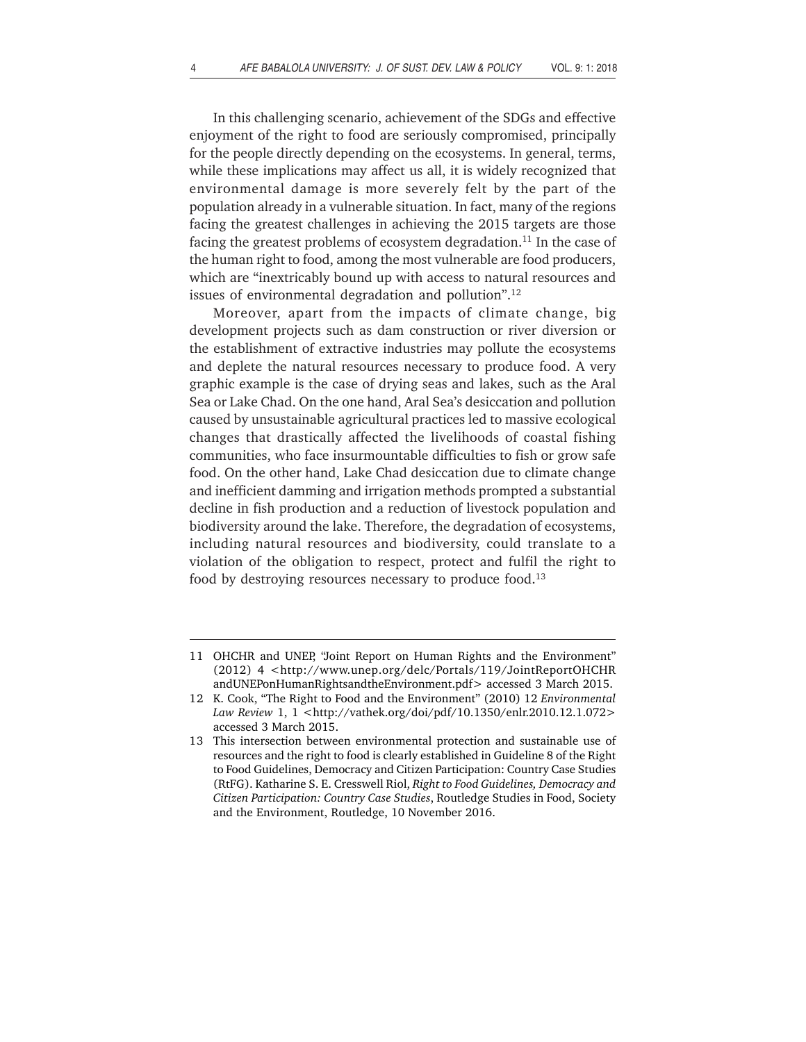In this challenging scenario, achievement of the SDGs and effective enjoyment of the right to food are seriously compromised, principally for the people directly depending on the ecosystems. In general, terms, while these implications may affect us all, it is widely recognized that environmental damage is more severely felt by the part of the population already in a vulnerable situation. In fact, many of the regions facing the greatest challenges in achieving the 2015 targets are those facing the greatest problems of ecosystem degradation.[11] In the case of the human right to food, among the most vulnerable are food producers, which are "inextricably bound up with access to natural resources and issues of environmental degradation and pollution".[12]

Moreover, apart from the impacts of climate change, big development projects such as dam construction or river diversion or the establishment of extractive industries may pollute the ecosystems and deplete the natural resources necessary to produce food. A very graphic example is the case of drying seas and lakes, such as the Aral Sea or Lake Chad. On the one hand, Aral Sea's desiccation and pollution caused by unsustainable agricultural practices led to massive ecological changes that drastically affected the livelihoods of coastal fishing communities, who face insurmountable difficulties to fish or grow safe food. On the other hand, Lake Chad desiccation due to climate change and inefficient damming and irrigation methods prompted a substantial decline in fish production and a reduction of livestock population and biodiversity around the lake. Therefore, the degradation of ecosystems, including natural resources and biodiversity, could translate to a violation of the obligation to respect, protect and fulfil the right to food by destroying resources necessary to produce food.[13]

---

11 OHCHR and UNEP, "Joint Report on Human Rights and the Environment" (2012) 4 <http://www.unep.org/delc/Portals/119/JointReportOHCHRandUNEPonHumanRightsandtheEnvironment.pdf> accessed 3 March 2015.

12 K. Cook, "The Right to Food and the Environment" (2010) 12 *Environmental Law Review* 1, 1 <http://vathek.org/doi/pdf/10.1350/enlr.2010.12.1.072> accessed 3 March 2015.

13 This intersection between environmental protection and sustainable use of resources and the right to food is clearly established in Guideline 8 of the Right to Food Guidelines, Democracy and Citizen Participation: Country Case Studies (RtFG). Katharine S. E. Cresswell Riol, *Right to Food Guidelines, Democracy and Citizen Participation: Country Case Studies*, Routledge Studies in Food, Society and the Environment, Routledge, 10 November 2016.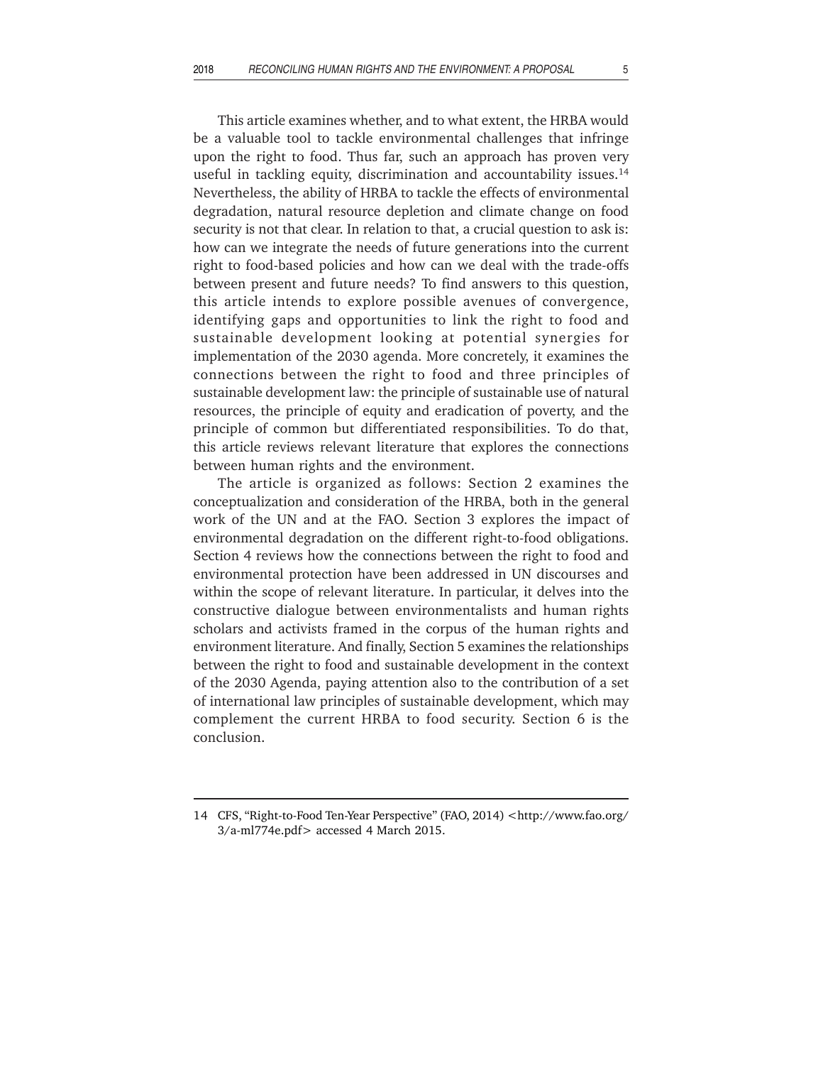This article examines whether, and to what extent, the HRBA would be a valuable tool to tackle environmental challenges that infringe upon the right to food. Thus far, such an approach has proven very useful in tackling equity, discrimination and accountability issues.[14] Nevertheless, the ability of HRBA to tackle the effects of environmental degradation, natural resource depletion and climate change on food security is not that clear. In relation to that, a crucial question to ask is: how can we integrate the needs of future generations into the current right to food-based policies and how can we deal with the trade-offs between present and future needs? To find answers to this question, this article intends to explore possible avenues of convergence, identifying gaps and opportunities to link the right to food and sustainable development looking at potential synergies for implementation of the 2030 agenda. More concretely, it examines the connections between the right to food and three principles of sustainable development law: the principle of sustainable use of natural resources, the principle of equity and eradication of poverty, and the principle of common but differentiated responsibilities. To do that, this article reviews relevant literature that explores the connections between human rights and the environment.

The article is organized as follows: Section 2 examines the conceptualization and consideration of the HRBA, both in the general work of the UN and at the FAO. Section 3 explores the impact of environmental degradation on the different right-to-food obligations. Section 4 reviews how the connections between the right to food and environmental protection have been addressed in UN discourses and within the scope of relevant literature. In particular, it delves into the constructive dialogue between environmentalists and human rights scholars and activists framed in the corpus of the human rights and environment literature. And finally, Section 5 examines the relationships between the right to food and sustainable development in the context of the 2030 Agenda, paying attention also to the contribution of a set of international law principles of sustainable development, which may complement the current HRBA to food security. Section 6 is the conclusion.

---

14 CFS, "Right-to-Food Ten-Year Perspective" (FAO, 2014) <http://www.fao.org/3/a-ml774e.pdf> accessed 4 March 2015.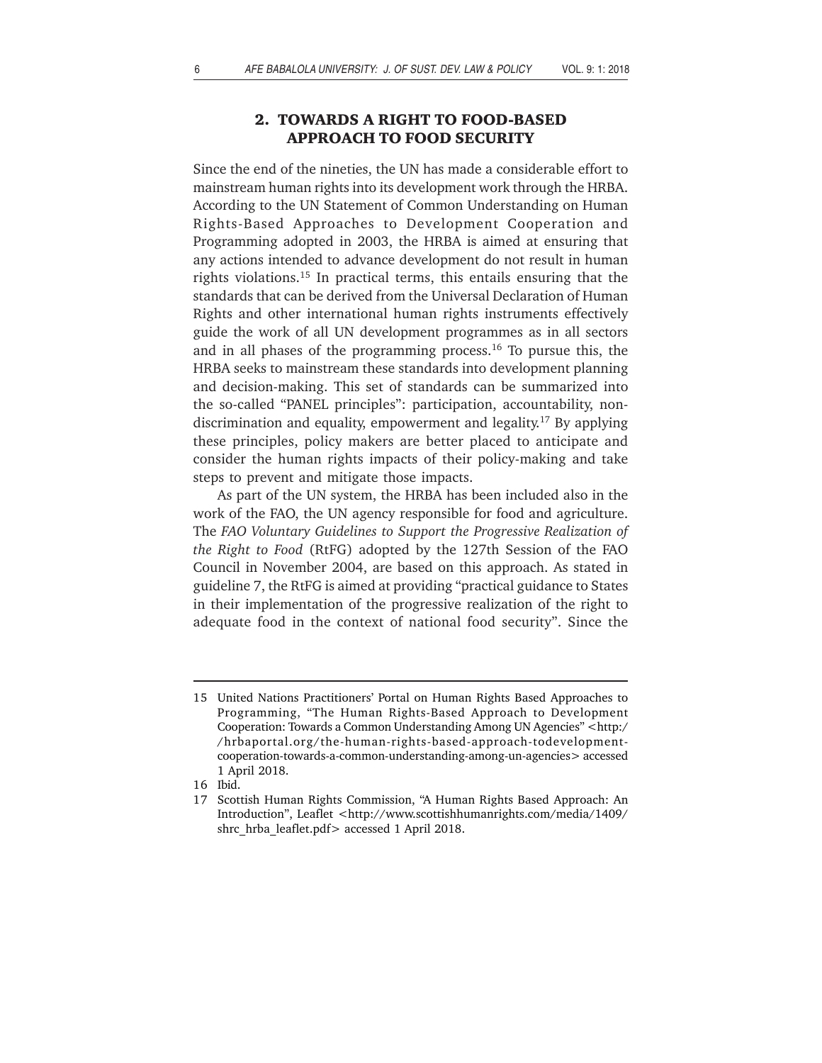## 2. TOWARDS A RIGHT TO FOOD-BASED APPROACH TO FOOD SECURITY

Since the end of the nineties, the UN has made a considerable effort to mainstream human rights into its development work through the HRBA. According to the UN Statement of Common Understanding on Human Rights-Based Approaches to Development Cooperation and Programming adopted in 2003, the HRBA is aimed at ensuring that any actions intended to advance development do not result in human rights violations.[15] In practical terms, this entails ensuring that the standards that can be derived from the Universal Declaration of Human Rights and other international human rights instruments effectively guide the work of all UN development programmes as in all sectors and in all phases of the programming process.[16] To pursue this, the HRBA seeks to mainstream these standards into development planning and decision-making. This set of standards can be summarized into the so-called "PANEL principles": participation, accountability, non-discrimination and equality, empowerment and legality.[17] By applying these principles, policy makers are better placed to anticipate and consider the human rights impacts of their policy-making and take steps to prevent and mitigate those impacts.

As part of the UN system, the HRBA has been included also in the work of the FAO, the UN agency responsible for food and agriculture. The *FAO Voluntary Guidelines to Support the Progressive Realization of the Right to Food* (RtFG) adopted by the 127th Session of the FAO Council in November 2004, are based on this approach. As stated in guideline 7, the RtFG is aimed at providing "practical guidance to States in their implementation of the progressive realization of the right to adequate food in the context of national food security". Since the

---

15 United Nations Practitioners' Portal on Human Rights Based Approaches to Programming, "The Human Rights-Based Approach to Development Cooperation: Towards a Common Understanding Among UN Agencies" <http://hrbaportal.org/the-human-rights-based-approach-todevelopment-cooperation-towards-a-common-understanding-among-un-agencies> accessed 1 April 2018.

16 Ibid.

17 Scottish Human Rights Commission, "A Human Rights Based Approach: An Introduction", Leaflet <http://www.scottishhumanrights.com/media/1409/shrc_hrba_leaflet.pdf> accessed 1 April 2018.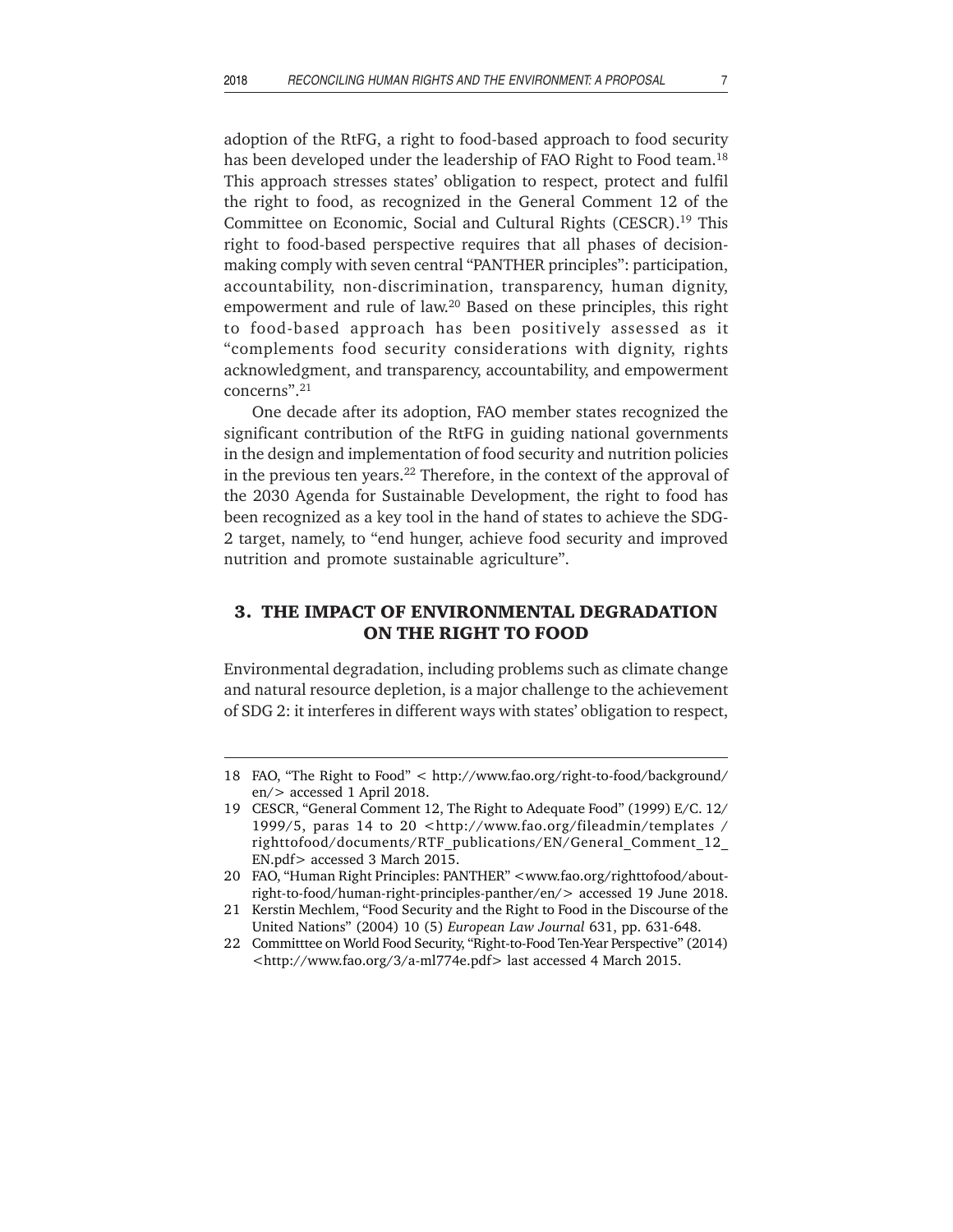adoption of the RtFG, a right to food-based approach to food security has been developed under the leadership of FAO Right to Food team.[18] This approach stresses states' obligation to respect, protect and fulfil the right to food, as recognized in the General Comment 12 of the Committee on Economic, Social and Cultural Rights (CESCR).[19] This right to food-based perspective requires that all phases of decision-making comply with seven central "PANTHER principles": participation, accountability, non-discrimination, transparency, human dignity, empowerment and rule of law.[20] Based on these principles, this right to food-based approach has been positively assessed as it "complements food security considerations with dignity, rights acknowledgment, and transparency, accountability, and empowerment concerns".[21]

One decade after its adoption, FAO member states recognized the significant contribution of the RtFG in guiding national governments in the design and implementation of food security and nutrition policies in the previous ten years.[22] Therefore, in the context of the approval of the 2030 Agenda for Sustainable Development, the right to food has been recognized as a key tool in the hand of states to achieve the SDG-2 target, namely, to "end hunger, achieve food security and improved nutrition and promote sustainable agriculture".

## 3. THE IMPACT OF ENVIRONMENTAL DEGRADATION ON THE RIGHT TO FOOD

Environmental degradation, including problems such as climate change and natural resource depletion, is a major challenge to the achievement of SDG 2: it interferes in different ways with states' obligation to respect,

---

18 FAO, "The Right to Food" < http://www.fao.org/right-to-food/background/en/> accessed 1 April 2018.

19 CESCR, "General Comment 12, The Right to Adequate Food" (1999) E/C. 12/1999/5, paras 14 to 20 <http://www.fao.org/fileadmin/templates / righttofood/documents/RTF_publications/EN/General_Comment_12_EN.pdf> accessed 3 March 2015.

20 FAO, "Human Right Principles: PANTHER" <www.fao.org/righttofood/about-right-to-food/human-right-principles-panther/en/> accessed 19 June 2018.

21 Kerstin Mechlem, "Food Security and the Right to Food in the Discourse of the United Nations" (2004) 10 (5) *European Law Journal* 631, pp. 631-648.

22 Committtee on World Food Security, "Right-to-Food Ten-Year Perspective" (2014) <http://www.fao.org/3/a-ml774e.pdf> last accessed 4 March 2015.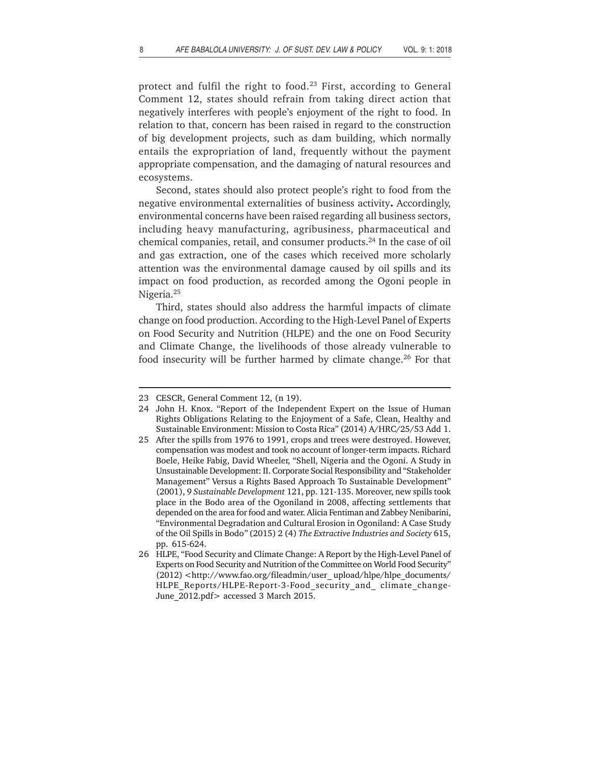protect and fulfil the right to food.[23] First, according to General Comment 12, states should refrain from taking direct action that negatively interferes with people's enjoyment of the right to food. In relation to that, concern has been raised in regard to the construction of big development projects, such as dam building, which normally entails the expropriation of land, frequently without the payment appropriate compensation, and the damaging of natural resources and ecosystems.

Second, states should also protect people's right to food from the negative environmental externalities of business activity**.** Accordingly, environmental concerns have been raised regarding all business sectors, including heavy manufacturing, agribusiness, pharmaceutical and chemical companies, retail, and consumer products.[24] In the case of oil and gas extraction, one of the cases which received more scholarly attention was the environmental damage caused by oil spills and its impact on food production, as recorded among the Ogoni people in Nigeria.[25]

Third, states should also address the harmful impacts of climate change on food production. According to the High-Level Panel of Experts on Food Security and Nutrition (HLPE) and the one on Food Security and Climate Change, the livelihoods of those already vulnerable to food insecurity will be further harmed by climate change.[26] For that

---

23 CESCR, General Comment 12, (n 19).

24 John H. Knox. "Report of the Independent Expert on the Issue of Human Rights Obligations Relating to the Enjoyment of a Safe, Clean, Healthy and Sustainable Environment: Mission to Costa Rica" (2014) A/HRC/25/53 Add 1.

25 After the spills from 1976 to 1991, crops and trees were destroyed. However, compensation was modest and took no account of longer-term impacts. Richard Boele, Heike Fabig, David Wheeler, "Shell, Nigeria and the Ogoni. A Study in Unsustainable Development: II. Corporate Social Responsibility and "Stakeholder Management" Versus a Rights Based Approach To Sustainable Development" (2001), 9 *Sustainable Development* 121, pp. 121-135. Moreover, new spills took place in the Bodo area of the Ogoniland in 2008, affecting settlements that depended on the area for food and water. Alicia Fentiman and Zabbey Nenibarini, "Environmental Degradation and Cultural Erosion in Ogoniland: A Case Study of the Oil Spills in Bodo" (2015) 2 (4) *The Extractive Industries and Society* 615, pp. 615-624.

26 HLPE, "Food Security and Climate Change: A Report by the High-Level Panel of Experts on Food Security and Nutrition of the Committee on World Food Security" (2012) <http://www.fao.org/fileadmin/user_ upload/hlpe/hlpe_documents/HLPE_Reports/HLPE-Report-3-Food_security_and_ climate_change-June_2012.pdf> accessed 3 March 2015.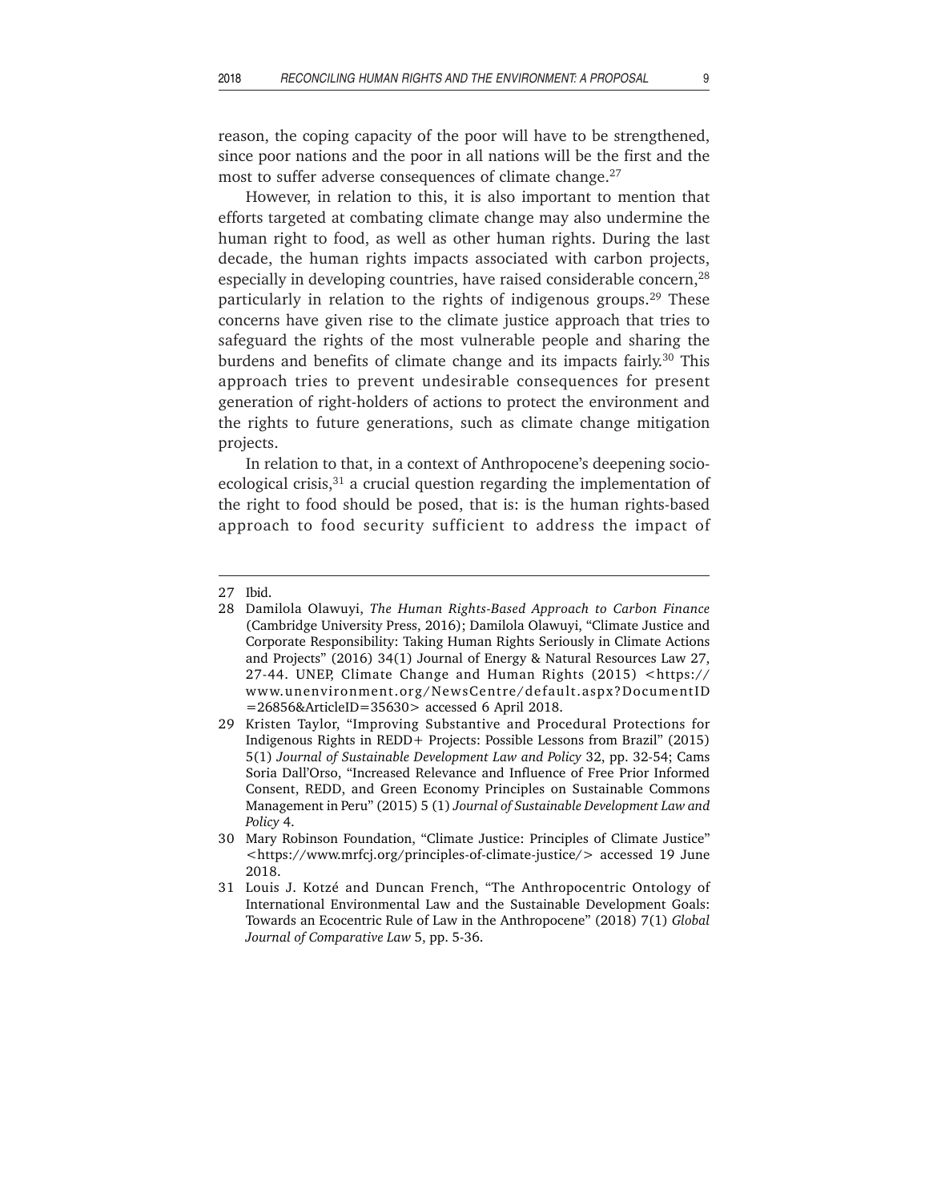reason, the coping capacity of the poor will have to be strengthened, since poor nations and the poor in all nations will be the first and the most to suffer adverse consequences of climate change.[27]

However, in relation to this, it is also important to mention that efforts targeted at combating climate change may also undermine the human right to food, as well as other human rights. During the last decade, the human rights impacts associated with carbon projects, especially in developing countries, have raised considerable concern,[28] particularly in relation to the rights of indigenous groups.[29] These concerns have given rise to the climate justice approach that tries to safeguard the rights of the most vulnerable people and sharing the burdens and benefits of climate change and its impacts fairly.[30] This approach tries to prevent undesirable consequences for present generation of right-holders of actions to protect the environment and the rights to future generations, such as climate change mitigation projects.

In relation to that, in a context of Anthropocene's deepening socio-ecological crisis,[31] a crucial question regarding the implementation of the right to food should be posed, that is: is the human rights-based approach to food security sufficient to address the impact of

---

27 Ibid.

28 Damilola Olawuyi, *The Human Rights-Based Approach to Carbon Finance* (Cambridge University Press, 2016); Damilola Olawuyi, "Climate Justice and Corporate Responsibility: Taking Human Rights Seriously in Climate Actions and Projects" (2016) 34(1) Journal of Energy & Natural Resources Law 27, 27-44. UNEP, Climate Change and Human Rights (2015) <https://www.unenvironment.org/NewsCentre/default.aspx?DocumentID=26856&ArticleID=35630> accessed 6 April 2018.

29 Kristen Taylor, "Improving Substantive and Procedural Protections for Indigenous Rights in REDD+ Projects: Possible Lessons from Brazil" (2015) 5(1) *Journal of Sustainable Development Law and Policy* 32, pp. 32-54; Cams Soria Dall'Orso, "Increased Relevance and Influence of Free Prior Informed Consent, REDD, and Green Economy Principles on Sustainable Commons Management in Peru" (2015) 5 (1) *Journal of Sustainable Development Law and Policy* 4.

30 Mary Robinson Foundation, "Climate Justice: Principles of Climate Justice" <https://www.mrfcj.org/principles-of-climate-justice/> accessed 19 June 2018.

31 Louis J. Kotzé and Duncan French, "The Anthropocentric Ontology of International Environmental Law and the Sustainable Development Goals: Towards an Ecocentric Rule of Law in the Anthropocene" (2018) 7(1) *Global Journal of Comparative Law* 5, pp. 5-36.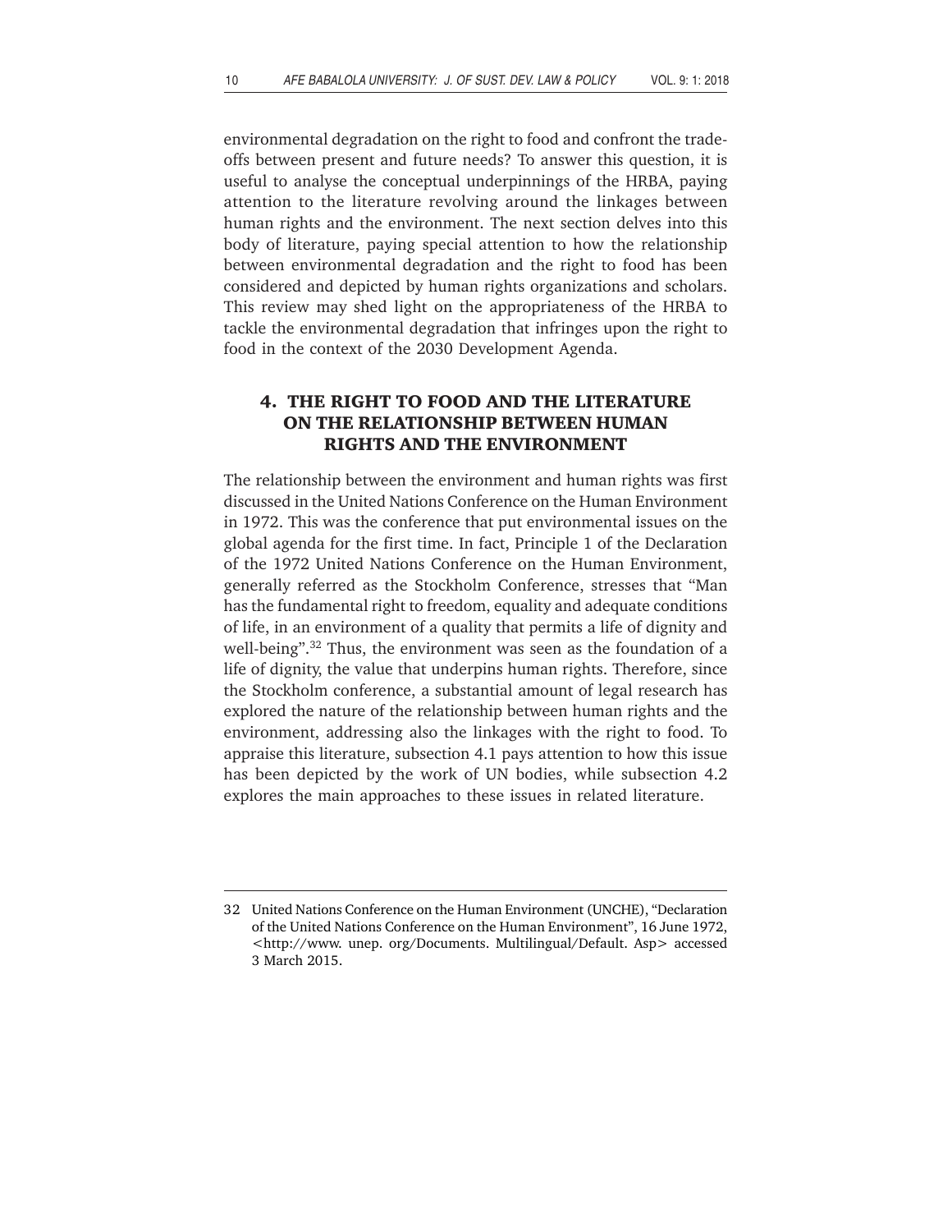environmental degradation on the right to food and confront the trade-offs between present and future needs? To answer this question, it is useful to analyse the conceptual underpinnings of the HRBA, paying attention to the literature revolving around the linkages between human rights and the environment. The next section delves into this body of literature, paying special attention to how the relationship between environmental degradation and the right to food has been considered and depicted by human rights organizations and scholars. This review may shed light on the appropriateness of the HRBA to tackle the environmental degradation that infringes upon the right to food in the context of the 2030 Development Agenda.

## 4. THE RIGHT TO FOOD AND THE LITERATURE ON THE RELATIONSHIP BETWEEN HUMAN RIGHTS AND THE ENVIRONMENT

The relationship between the environment and human rights was first discussed in the United Nations Conference on the Human Environment in 1972. This was the conference that put environmental issues on the global agenda for the first time. In fact, Principle 1 of the Declaration of the 1972 United Nations Conference on the Human Environment, generally referred as the Stockholm Conference, stresses that "Man has the fundamental right to freedom, equality and adequate conditions of life, in an environment of a quality that permits a life of dignity and well-being".[32] Thus, the environment was seen as the foundation of a life of dignity, the value that underpins human rights. Therefore, since the Stockholm conference, a substantial amount of legal research has explored the nature of the relationship between human rights and the environment, addressing also the linkages with the right to food. To appraise this literature, subsection 4.1 pays attention to how this issue has been depicted by the work of UN bodies, while subsection 4.2 explores the main approaches to these issues in related literature.

---

32 United Nations Conference on the Human Environment (UNCHE), "Declaration of the United Nations Conference on the Human Environment", 16 June 1972, <http://www. unep. org/Documents. Multilingual/Default. Asp> accessed 3 March 2015.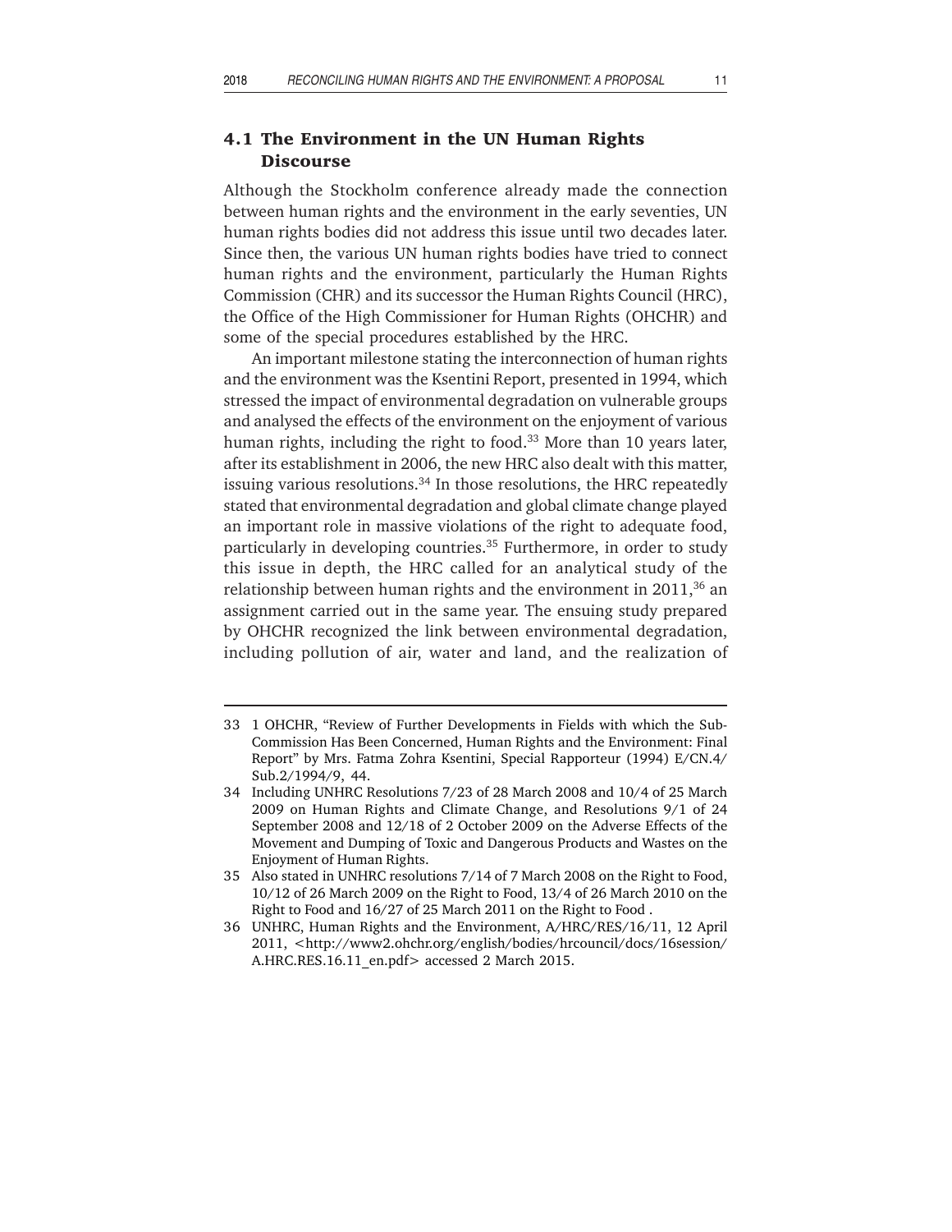## 4.1 The Environment in the UN Human Rights Discourse

Although the Stockholm conference already made the connection between human rights and the environment in the early seventies, UN human rights bodies did not address this issue until two decades later. Since then, the various UN human rights bodies have tried to connect human rights and the environment, particularly the Human Rights Commission (CHR) and its successor the Human Rights Council (HRC), the Office of the High Commissioner for Human Rights (OHCHR) and some of the special procedures established by the HRC.

An important milestone stating the interconnection of human rights and the environment was the Ksentini Report, presented in 1994, which stressed the impact of environmental degradation on vulnerable groups and analysed the effects of the environment on the enjoyment of various human rights, including the right to food.[33] More than 10 years later, after its establishment in 2006, the new HRC also dealt with this matter, issuing various resolutions.[34] In those resolutions, the HRC repeatedly stated that environmental degradation and global climate change played an important role in massive violations of the right to adequate food, particularly in developing countries.[35] Furthermore, in order to study this issue in depth, the HRC called for an analytical study of the relationship between human rights and the environment in 2011,[36] an assignment carried out in the same year. The ensuing study prepared by OHCHR recognized the link between environmental degradation, including pollution of air, water and land, and the realization of

---

33 1 OHCHR, "Review of Further Developments in Fields with which the Sub-Commission Has Been Concerned, Human Rights and the Environment: Final Report" by Mrs. Fatma Zohra Ksentini, Special Rapporteur (1994) E/CN.4/Sub.2/1994/9, 44.

34 Including UNHRC Resolutions 7/23 of 28 March 2008 and 10/4 of 25 March 2009 on Human Rights and Climate Change, and Resolutions 9/1 of 24 September 2008 and 12/18 of 2 October 2009 on the Adverse Effects of the Movement and Dumping of Toxic and Dangerous Products and Wastes on the Enjoyment of Human Rights.

35 Also stated in UNHRC resolutions 7/14 of 7 March 2008 on the Right to Food, 10/12 of 26 March 2009 on the Right to Food, 13/4 of 26 March 2010 on the Right to Food and 16/27 of 25 March 2011 on the Right to Food .

36 UNHRC, Human Rights and the Environment, A/HRC/RES/16/11, 12 April 2011, <http://www2.ohchr.org/english/bodies/hrcouncil/docs/16session/A.HRC.RES.16.11_en.pdf> accessed 2 March 2015.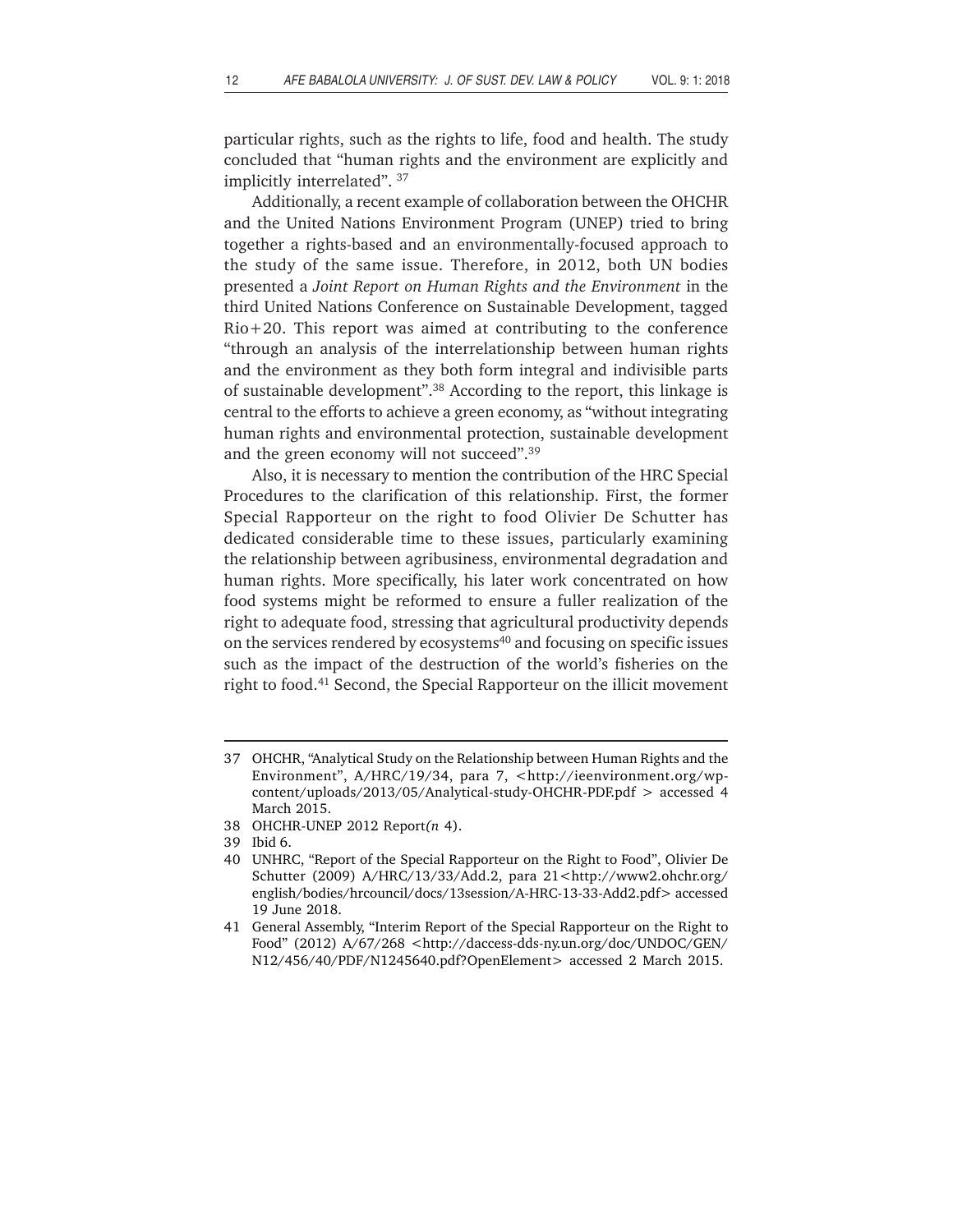particular rights, such as the rights to life, food and health. The study concluded that "human rights and the environment are explicitly and implicitly interrelated". [37]

Additionally, a recent example of collaboration between the OHCHR and the United Nations Environment Program (UNEP) tried to bring together a rights-based and an environmentally-focused approach to the study of the same issue. Therefore, in 2012, both UN bodies presented a *Joint Report on Human Rights and the Environment* in the third United Nations Conference on Sustainable Development, tagged Rio+20. This report was aimed at contributing to the conference "through an analysis of the interrelationship between human rights and the environment as they both form integral and indivisible parts of sustainable development".[38] According to the report, this linkage is central to the efforts to achieve a green economy, as "without integrating human rights and environmental protection, sustainable development and the green economy will not succeed".[39]

Also, it is necessary to mention the contribution of the HRC Special Procedures to the clarification of this relationship. First, the former Special Rapporteur on the right to food Olivier De Schutter has dedicated considerable time to these issues, particularly examining the relationship between agribusiness, environmental degradation and human rights. More specifically, his later work concentrated on how food systems might be reformed to ensure a fuller realization of the right to adequate food, stressing that agricultural productivity depends on the services rendered by ecosystems[40] and focusing on specific issues such as the impact of the destruction of the world's fisheries on the right to food.[41] Second, the Special Rapporteur on the illicit movement

---

37 OHCHR, "Analytical Study on the Relationship between Human Rights and the Environment", A/HRC/19/34, para 7, <http://ieenvironment.org/wp-content/uploads/2013/05/Analytical-study-OHCHR-PDF.pdf > accessed 4 March 2015.

38 OHCHR-UNEP 2012 Report*(n* 4).

39 Ibid 6.

40 UNHRC, "Report of the Special Rapporteur on the Right to Food", Olivier De Schutter (2009) A/HRC/13/33/Add.2, para 21<http://www2.ohchr.org/english/bodies/hrcouncil/docs/13session/A-HRC-13-33-Add2.pdf> accessed 19 June 2018.

41 General Assembly, "Interim Report of the Special Rapporteur on the Right to Food" (2012) A/67/268 <http://daccess-dds-ny.un.org/doc/UNDOC/GEN/N12/456/40/PDF/N1245640.pdf?OpenElement> accessed 2 March 2015.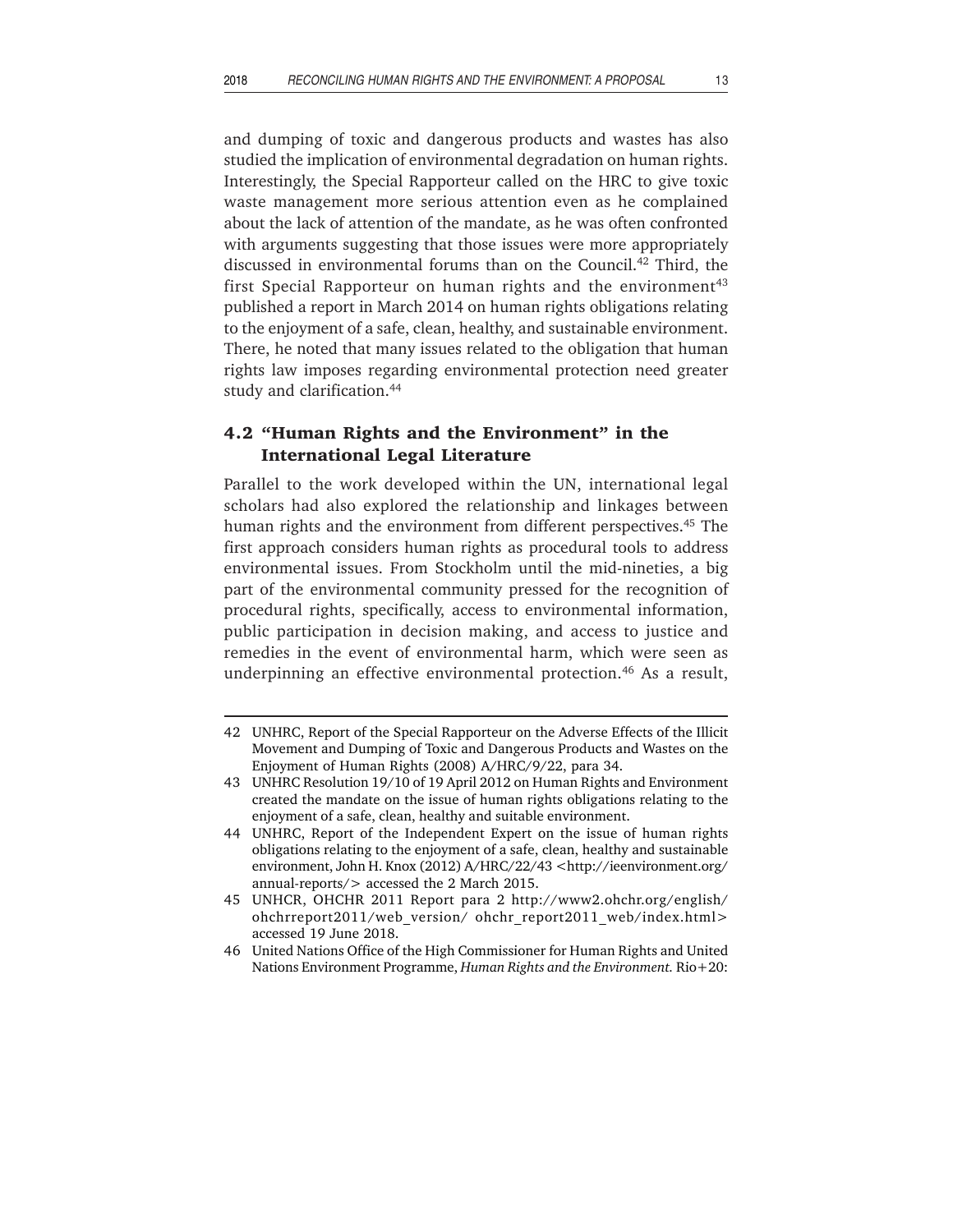and dumping of toxic and dangerous products and wastes has also studied the implication of environmental degradation on human rights. Interestingly, the Special Rapporteur called on the HRC to give toxic waste management more serious attention even as he complained about the lack of attention of the mandate, as he was often confronted with arguments suggesting that those issues were more appropriately discussed in environmental forums than on the Council.[42] Third, the first Special Rapporteur on human rights and the environment[43] published a report in March 2014 on human rights obligations relating to the enjoyment of a safe, clean, healthy, and sustainable environment. There, he noted that many issues related to the obligation that human rights law imposes regarding environmental protection need greater study and clarification.[44]

### 4.2 "Human Rights and the Environment" in the International Legal Literature

Parallel to the work developed within the UN, international legal scholars had also explored the relationship and linkages between human rights and the environment from different perspectives.[45] The first approach considers human rights as procedural tools to address environmental issues. From Stockholm until the mid-nineties, a big part of the environmental community pressed for the recognition of procedural rights, specifically, access to environmental information, public participation in decision making, and access to justice and remedies in the event of environmental harm, which were seen as underpinning an effective environmental protection.[46] As a result,

---

42 UNHRC, Report of the Special Rapporteur on the Adverse Effects of the Illicit Movement and Dumping of Toxic and Dangerous Products and Wastes on the Enjoyment of Human Rights (2008) A/HRC/9/22, para 34.

43 UNHRC Resolution 19/10 of 19 April 2012 on Human Rights and Environment created the mandate on the issue of human rights obligations relating to the enjoyment of a safe, clean, healthy and suitable environment.

44 UNHRC, Report of the Independent Expert on the issue of human rights obligations relating to the enjoyment of a safe, clean, healthy and sustainable environment, John H. Knox (2012) A/HRC/22/43 <http://ieenvironment.org/annual-reports/> accessed the 2 March 2015.

45 UNHCR, OHCHR 2011 Report para 2 http://www2.ohchr.org/english/ohchrreport2011/web_version/ ohchr_report2011_web/index.html> accessed 19 June 2018.

46 United Nations Office of the High Commissioner for Human Rights and United Nations Environment Programme, *Human Rights and the Environment.* Rio+20: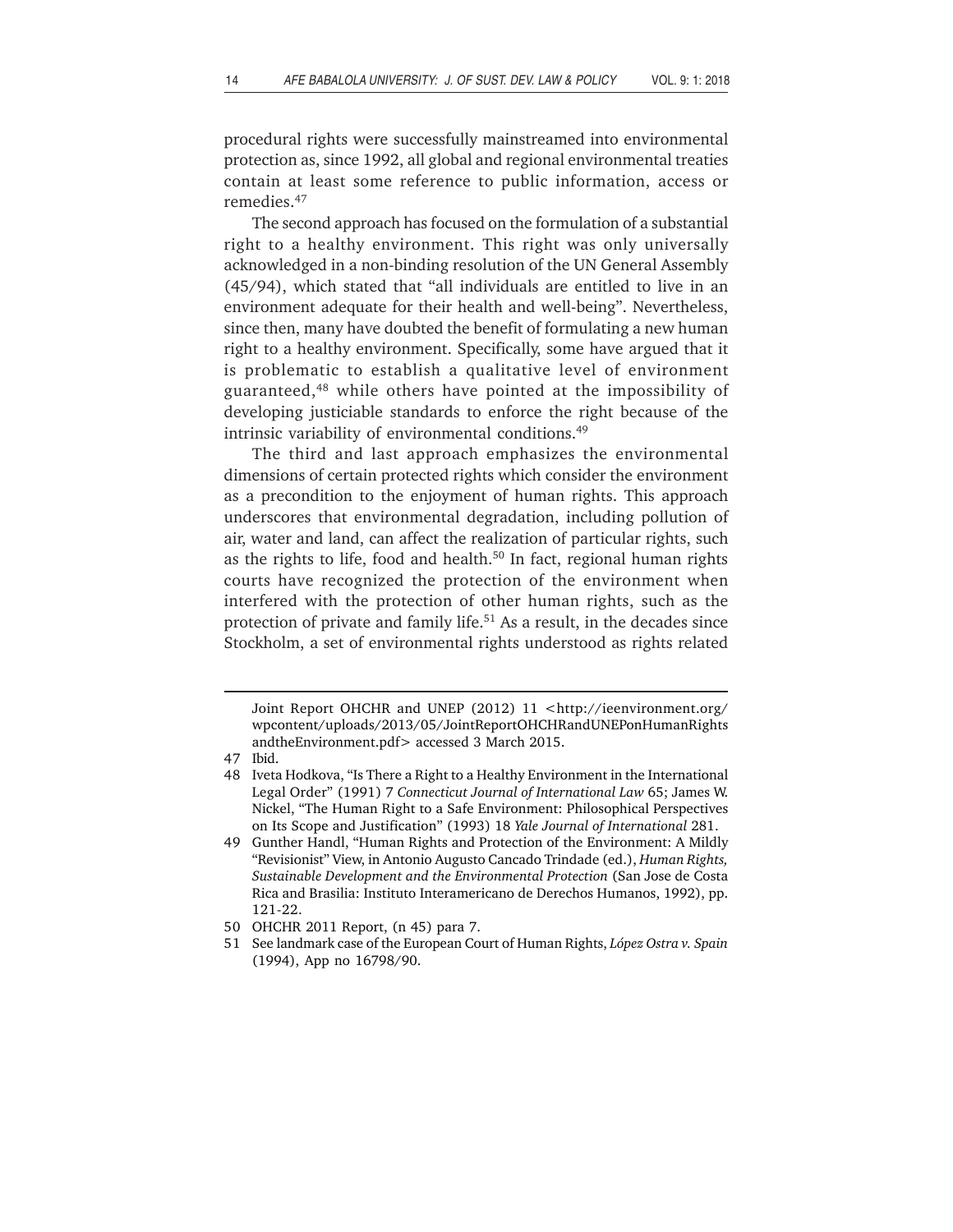procedural rights were successfully mainstreamed into environmental protection as, since 1992, all global and regional environmental treaties contain at least some reference to public information, access or remedies.[47]

The second approach has focused on the formulation of a substantial right to a healthy environment. This right was only universally acknowledged in a non-binding resolution of the UN General Assembly (45/94), which stated that "all individuals are entitled to live in an environment adequate for their health and well-being". Nevertheless, since then, many have doubted the benefit of formulating a new human right to a healthy environment. Specifically, some have argued that it is problematic to establish a qualitative level of environment guaranteed,[48] while others have pointed at the impossibility of developing justiciable standards to enforce the right because of the intrinsic variability of environmental conditions.[49]

The third and last approach emphasizes the environmental dimensions of certain protected rights which consider the environment as a precondition to the enjoyment of human rights. This approach underscores that environmental degradation, including pollution of air, water and land, can affect the realization of particular rights, such as the rights to life, food and health.[50] In fact, regional human rights courts have recognized the protection of the environment when interfered with the protection of other human rights, such as the protection of private and family life.[51] As a result, in the decades since Stockholm, a set of environmental rights understood as rights related

---

Joint Report OHCHR and UNEP (2012) 11 <http://ieenvironment.org/wpcontent/uploads/2013/05/JointReportOHCHRandUNEPonHumanRightsandtheEnvironment.pdf> accessed 3 March 2015.

47 Ibid.

48 Iveta Hodkova, "Is There a Right to a Healthy Environment in the International Legal Order" (1991) 7 *Connecticut Journal of International Law* 65; James W. Nickel, "The Human Right to a Safe Environment: Philosophical Perspectives on Its Scope and Justification" (1993) 18 *Yale Journal of International* 281.

49 Gunther Handl, "Human Rights and Protection of the Environment: A Mildly "Revisionist" View, in Antonio Augusto Cancado Trindade (ed.), *Human Rights, Sustainable Development and the Environmental Protection* (San Jose de Costa Rica and Brasilia: Instituto Interamericano de Derechos Humanos, 1992), pp. 121-22.

50 OHCHR 2011 Report, (n 45) para 7.

51 See landmark case of the European Court of Human Rights, *López Ostra v. Spain* (1994), App no 16798/90.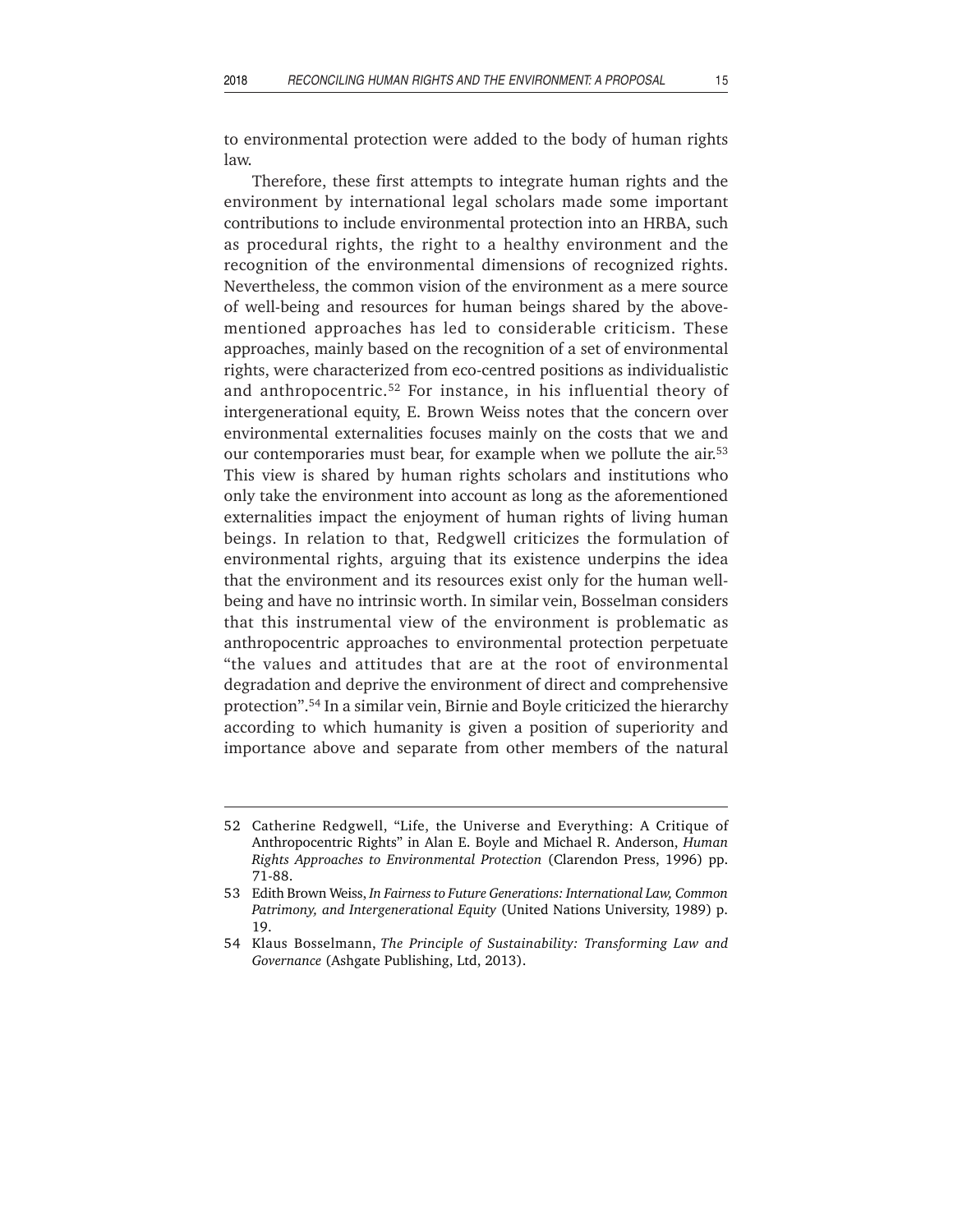to environmental protection were added to the body of human rights law.

Therefore, these first attempts to integrate human rights and the environment by international legal scholars made some important contributions to include environmental protection into an HRBA, such as procedural rights, the right to a healthy environment and the recognition of the environmental dimensions of recognized rights. Nevertheless, the common vision of the environment as a mere source of well-being and resources for human beings shared by the above-mentioned approaches has led to considerable criticism. These approaches, mainly based on the recognition of a set of environmental rights, were characterized from eco-centred positions as individualistic and anthropocentric.[52] For instance, in his influential theory of intergenerational equity, E. Brown Weiss notes that the concern over environmental externalities focuses mainly on the costs that we and our contemporaries must bear, for example when we pollute the air.[53] This view is shared by human rights scholars and institutions who only take the environment into account as long as the aforementioned externalities impact the enjoyment of human rights of living human beings. In relation to that, Redgwell criticizes the formulation of environmental rights, arguing that its existence underpins the idea that the environment and its resources exist only for the human well-being and have no intrinsic worth. In similar vein, Bosselman considers that this instrumental view of the environment is problematic as anthropocentric approaches to environmental protection perpetuate "the values and attitudes that are at the root of environmental degradation and deprive the environment of direct and comprehensive protection".[54] In a similar vein, Birnie and Boyle criticized the hierarchy according to which humanity is given a position of superiority and importance above and separate from other members of the natural

---

52 Catherine Redgwell, "Life, the Universe and Everything: A Critique of Anthropocentric Rights" in Alan E. Boyle and Michael R. Anderson, *Human Rights Approaches to Environmental Protection* (Clarendon Press, 1996) pp. 71-88.

53 Edith Brown Weiss, *In Fairness to Future Generations: International Law, Common Patrimony, and Intergenerational Equity* (United Nations University, 1989) p. 19.

54 Klaus Bosselmann, *The Principle of Sustainability: Transforming Law and Governance* (Ashgate Publishing, Ltd, 2013).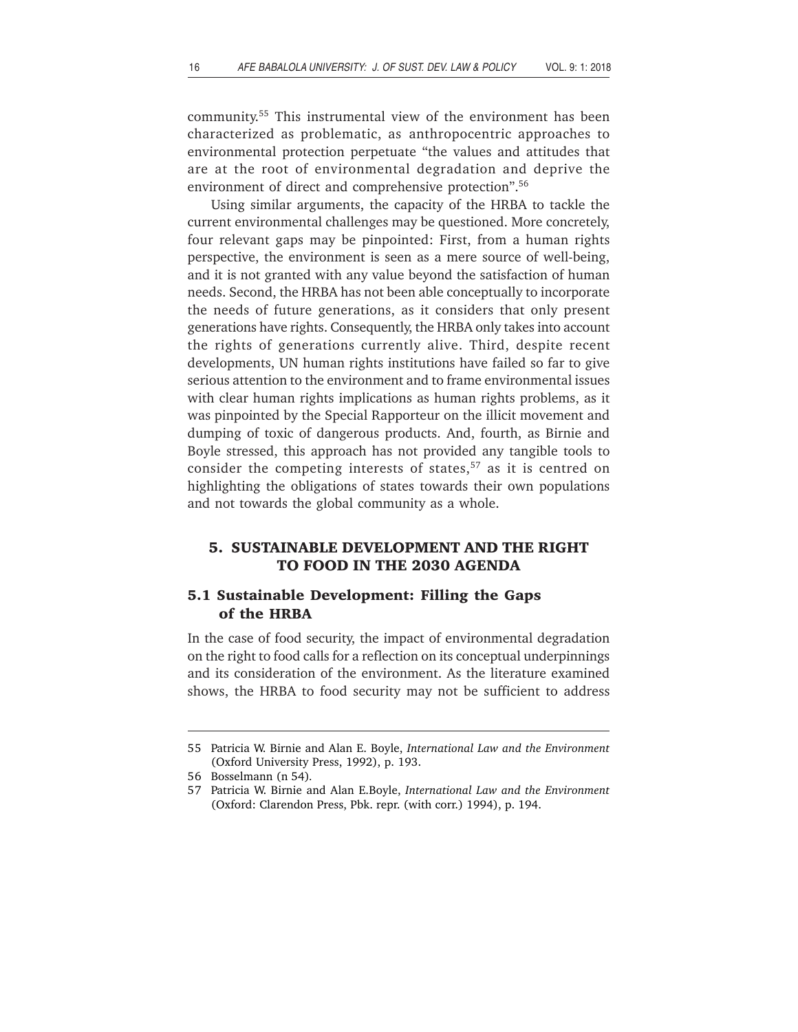community.[55] This instrumental view of the environment has been characterized as problematic, as anthropocentric approaches to environmental protection perpetuate "the values and attitudes that are at the root of environmental degradation and deprive the environment of direct and comprehensive protection".[56]

Using similar arguments, the capacity of the HRBA to tackle the current environmental challenges may be questioned. More concretely, four relevant gaps may be pinpointed: First, from a human rights perspective, the environment is seen as a mere source of well-being, and it is not granted with any value beyond the satisfaction of human needs. Second, the HRBA has not been able conceptually to incorporate the needs of future generations, as it considers that only present generations have rights. Consequently, the HRBA only takes into account the rights of generations currently alive. Third, despite recent developments, UN human rights institutions have failed so far to give serious attention to the environment and to frame environmental issues with clear human rights implications as human rights problems, as it was pinpointed by the Special Rapporteur on the illicit movement and dumping of toxic of dangerous products. And, fourth, as Birnie and Boyle stressed, this approach has not provided any tangible tools to consider the competing interests of states,[57] as it is centred on highlighting the obligations of states towards their own populations and not towards the global community as a whole.

## 5. SUSTAINABLE DEVELOPMENT AND THE RIGHT TO FOOD IN THE 2030 AGENDA

### 5.1 Sustainable Development: Filling the Gaps of the HRBA

In the case of food security, the impact of environmental degradation on the right to food calls for a reflection on its conceptual underpinnings and its consideration of the environment. As the literature examined shows, the HRBA to food security may not be sufficient to address

---

55 Patricia W. Birnie and Alan E. Boyle, *International Law and the Environment* (Oxford University Press, 1992), p. 193.

56 Bosselmann (n 54).

57 Patricia W. Birnie and Alan E.Boyle, *International Law and the Environment* (Oxford: Clarendon Press, Pbk. repr. (with corr.) 1994), p. 194.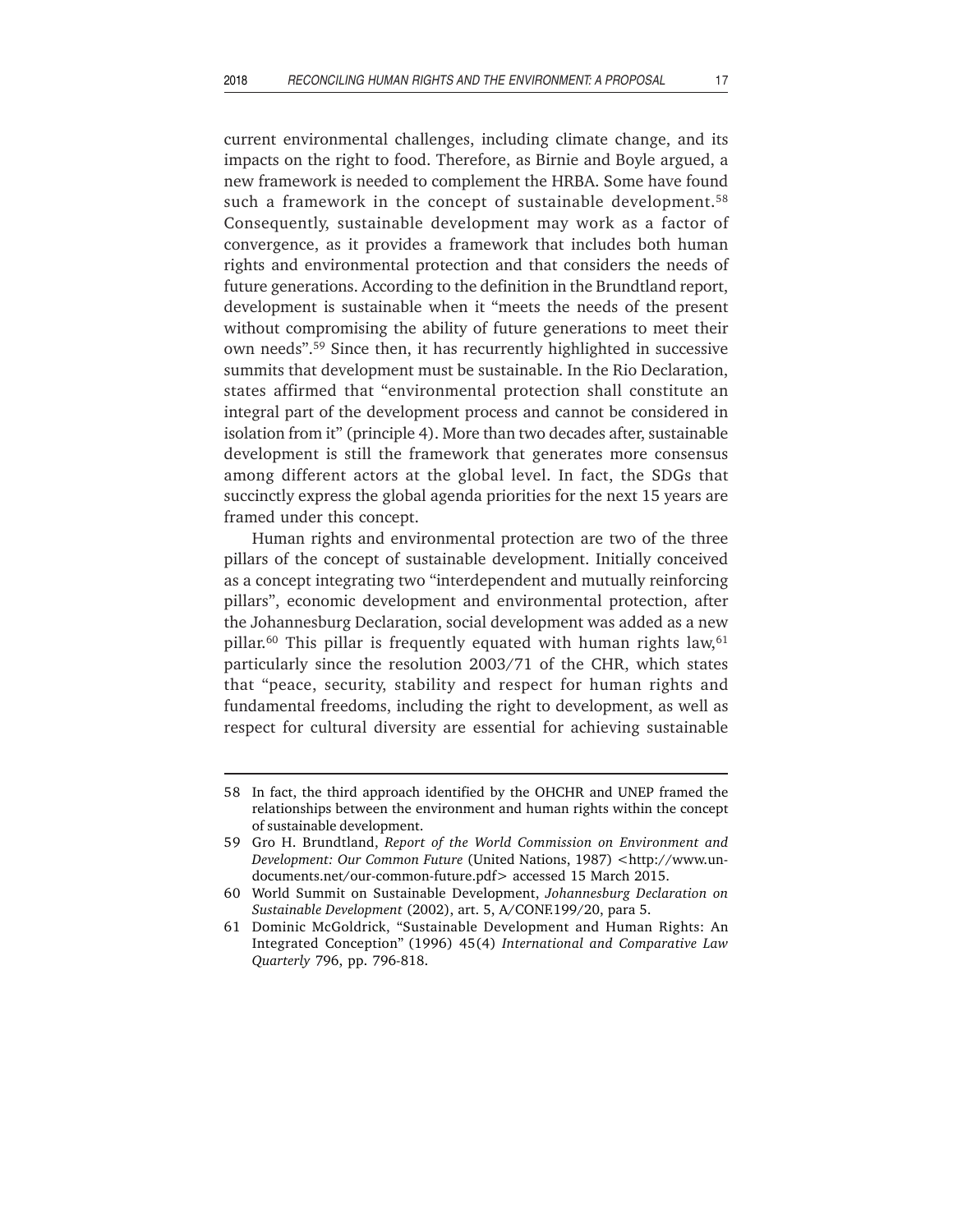current environmental challenges, including climate change, and its impacts on the right to food. Therefore, as Birnie and Boyle argued, a new framework is needed to complement the HRBA. Some have found such a framework in the concept of sustainable development.[58] Consequently, sustainable development may work as a factor of convergence, as it provides a framework that includes both human rights and environmental protection and that considers the needs of future generations. According to the definition in the Brundtland report, development is sustainable when it "meets the needs of the present without compromising the ability of future generations to meet their own needs".[59] Since then, it has recurrently highlighted in successive summits that development must be sustainable. In the Rio Declaration, states affirmed that "environmental protection shall constitute an integral part of the development process and cannot be considered in isolation from it" (principle 4). More than two decades after, sustainable development is still the framework that generates more consensus among different actors at the global level. In fact, the SDGs that succinctly express the global agenda priorities for the next 15 years are framed under this concept.

Human rights and environmental protection are two of the three pillars of the concept of sustainable development. Initially conceived as a concept integrating two "interdependent and mutually reinforcing pillars", economic development and environmental protection, after the Johannesburg Declaration, social development was added as a new pillar.[60] This pillar is frequently equated with human rights law,[61] particularly since the resolution 2003/71 of the CHR, which states that "peace, security, stability and respect for human rights and fundamental freedoms, including the right to development, as well as respect for cultural diversity are essential for achieving sustainable

---

58 In fact, the third approach identified by the OHCHR and UNEP framed the relationships between the environment and human rights within the concept of sustainable development.

59 Gro H. Brundtland, *Report of the World Commission on Environment and Development: Our Common Future* (United Nations, 1987) <http://www.un-documents.net/our-common-future.pdf> accessed 15 March 2015.

60 World Summit on Sustainable Development, *Johannesburg Declaration on Sustainable Development* (2002), art. 5, A/CONF.199/20, para 5.

61 Dominic McGoldrick, "Sustainable Development and Human Rights: An Integrated Conception" (1996) 45(4) *International and Comparative Law Quarterly* 796, pp. 796-818.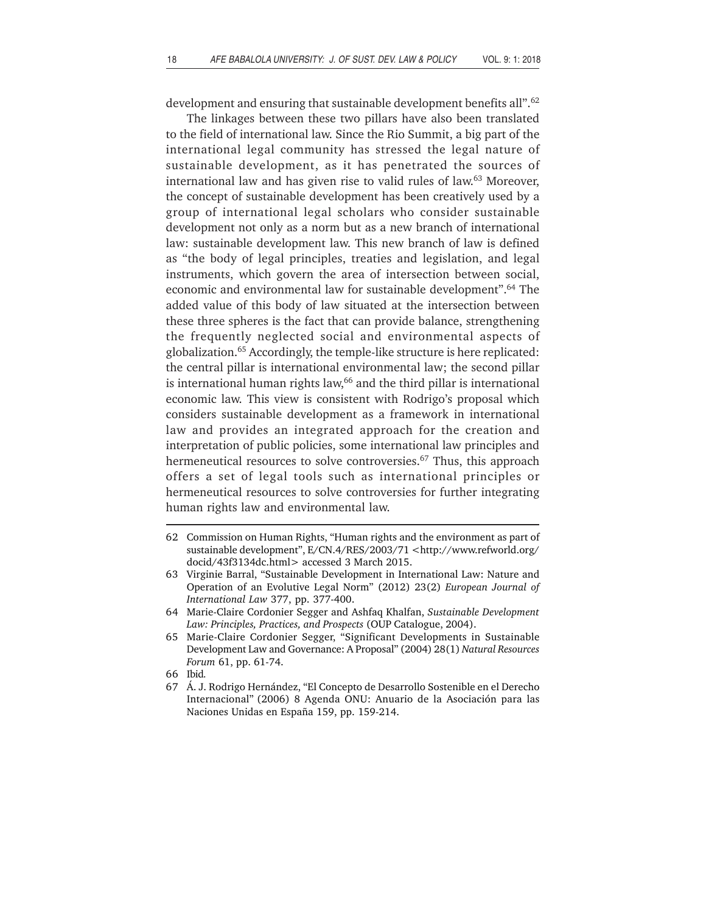development and ensuring that sustainable development benefits all".[62]

The linkages between these two pillars have also been translated to the field of international law. Since the Rio Summit, a big part of the international legal community has stressed the legal nature of sustainable development, as it has penetrated the sources of international law and has given rise to valid rules of law.[63] Moreover, the concept of sustainable development has been creatively used by a group of international legal scholars who consider sustainable development not only as a norm but as a new branch of international law: sustainable development law. This new branch of law is defined as "the body of legal principles, treaties and legislation, and legal instruments, which govern the area of intersection between social, economic and environmental law for sustainable development".[64] The added value of this body of law situated at the intersection between these three spheres is the fact that can provide balance, strengthening the frequently neglected social and environmental aspects of globalization.[65] Accordingly, the temple-like structure is here replicated: the central pillar is international environmental law; the second pillar is international human rights law,[66] and the third pillar is international economic law. This view is consistent with Rodrigo's proposal which considers sustainable development as a framework in international law and provides an integrated approach for the creation and interpretation of public policies, some international law principles and hermeneutical resources to solve controversies.[67] Thus, this approach offers a set of legal tools such as international principles or hermeneutical resources to solve controversies for further integrating human rights law and environmental law.

---

62 Commission on Human Rights, "Human rights and the environment as part of sustainable development", E/CN.4/RES/2003/71 <http://www.refworld.org/docid/43f3134dc.html> accessed 3 March 2015.

63 Virginie Barral, "Sustainable Development in International Law: Nature and Operation of an Evolutive Legal Norm" (2012) 23(2) *European Journal of International Law* 377, pp. 377-400.

64 Marie-Claire Cordonier Segger and Ashfaq Khalfan, *Sustainable Development Law: Principles, Practices, and Prospects* (OUP Catalogue, 2004).

65 Marie-Claire Cordonier Segger, "Significant Developments in Sustainable Development Law and Governance: A Proposal" (2004) 28(1) *Natural Resources Forum* 61, pp. 61-74.

66 Ibid.

67 Á. J. Rodrigo Hernández, "El Concepto de Desarrollo Sostenible en el Derecho Internacional" (2006) 8 Agenda ONU: Anuario de la Asociación para las Naciones Unidas en España 159, pp. 159-214.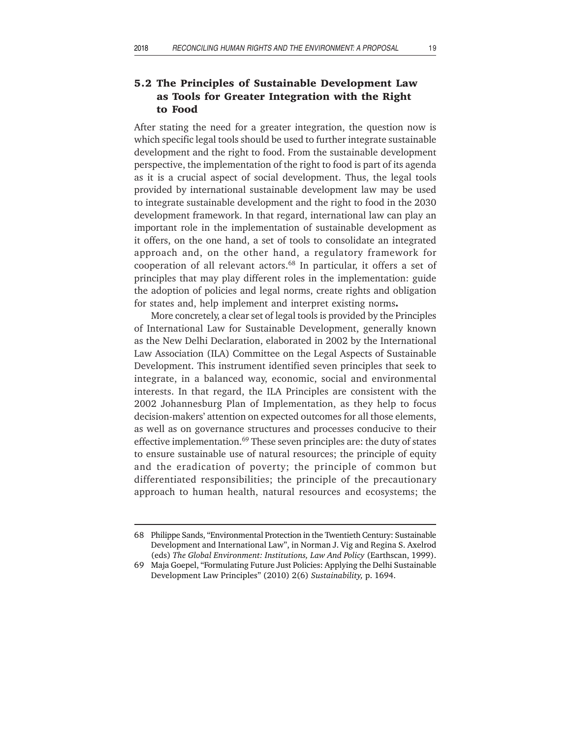## 5.2 The Principles of Sustainable Development Law as Tools for Greater Integration with the Right to Food

After stating the need for a greater integration, the question now is which specific legal tools should be used to further integrate sustainable development and the right to food. From the sustainable development perspective, the implementation of the right to food is part of its agenda as it is a crucial aspect of social development. Thus, the legal tools provided by international sustainable development law may be used to integrate sustainable development and the right to food in the 2030 development framework. In that regard, international law can play an important role in the implementation of sustainable development as it offers, on the one hand, a set of tools to consolidate an integrated approach and, on the other hand, a regulatory framework for cooperation of all relevant actors.[68] In particular, it offers a set of principles that may play different roles in the implementation: guide the adoption of policies and legal norms, create rights and obligation for states and, help implement and interpret existing norms**.**

More concretely, a clear set of legal tools is provided by the Principles of International Law for Sustainable Development, generally known as the New Delhi Declaration, elaborated in 2002 by the International Law Association (ILA) Committee on the Legal Aspects of Sustainable Development. This instrument identified seven principles that seek to integrate, in a balanced way, economic, social and environmental interests. In that regard, the ILA Principles are consistent with the 2002 Johannesburg Plan of Implementation, as they help to focus decision-makers' attention on expected outcomes for all those elements, as well as on governance structures and processes conducive to their effective implementation.[69] These seven principles are: the duty of states to ensure sustainable use of natural resources; the principle of equity and the eradication of poverty; the principle of common but differentiated responsibilities; the principle of the precautionary approach to human health, natural resources and ecosystems; the

---

68 Philippe Sands, "Environmental Protection in the Twentieth Century: Sustainable Development and International Law", in Norman J. Vig and Regina S. Axelrod (eds) *The Global Environment: Institutions, Law And Policy* (Earthscan, 1999).

69 Maja Goepel, "Formulating Future Just Policies: Applying the Delhi Sustainable Development Law Principles" (2010) 2(6) *Sustainability,* p. 1694.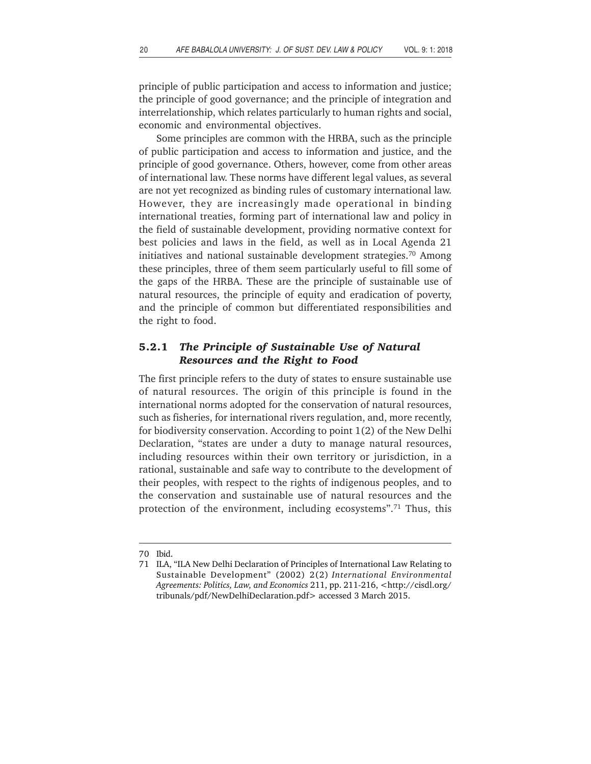principle of public participation and access to information and justice; the principle of good governance; and the principle of integration and interrelationship, which relates particularly to human rights and social, economic and environmental objectives.

Some principles are common with the HRBA, such as the principle of public participation and access to information and justice, and the principle of good governance. Others, however, come from other areas of international law. These norms have different legal values, as several are not yet recognized as binding rules of customary international law. However, they are increasingly made operational in binding international treaties, forming part of international law and policy in the field of sustainable development, providing normative context for best policies and laws in the field, as well as in Local Agenda 21 initiatives and national sustainable development strategies.[70] Among these principles, three of them seem particularly useful to fill some of the gaps of the HRBA. These are the principle of sustainable use of natural resources, the principle of equity and eradication of poverty, and the principle of common but differentiated responsibilities and the right to food.

### 5.2.1 *The Principle of Sustainable Use of Natural Resources and the Right to Food*

The first principle refers to the duty of states to ensure sustainable use of natural resources. The origin of this principle is found in the international norms adopted for the conservation of natural resources, such as fisheries, for international rivers regulation, and, more recently, for biodiversity conservation. According to point 1(2) of the New Delhi Declaration, "states are under a duty to manage natural resources, including resources within their own territory or jurisdiction, in a rational, sustainable and safe way to contribute to the development of their peoples, with respect to the rights of indigenous peoples, and to the conservation and sustainable use of natural resources and the protection of the environment, including ecosystems".[71] Thus, this

---

70 Ibid.

71 ILA, "ILA New Delhi Declaration of Principles of International Law Relating to Sustainable Development" (2002) 2(2) *International Environmental Agreements: Politics, Law, and Economics* 211, pp. 211-216, <http://cisdl.org/tribunals/pdf/NewDelhiDeclaration.pdf> accessed 3 March 2015.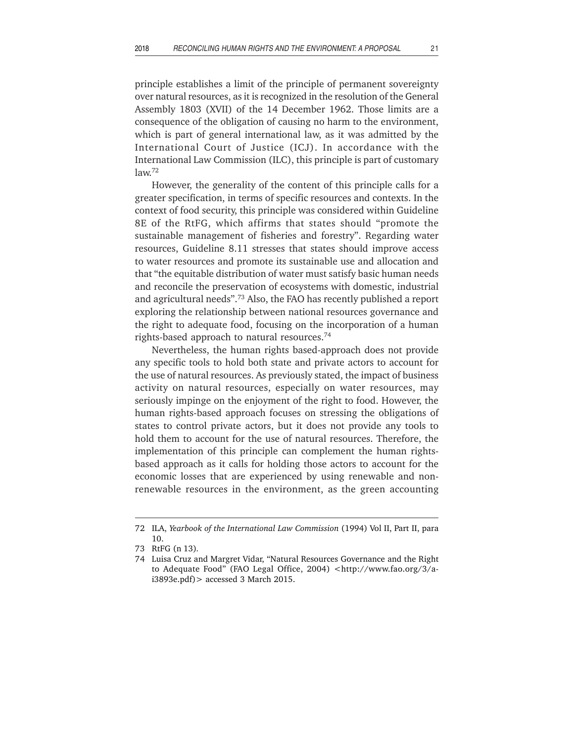principle establishes a limit of the principle of permanent sovereignty over natural resources, as it is recognized in the resolution of the General Assembly 1803 (XVII) of the 14 December 1962. Those limits are a consequence of the obligation of causing no harm to the environment, which is part of general international law, as it was admitted by the International Court of Justice (ICJ). In accordance with the International Law Commission (ILC), this principle is part of customary law.[72]

However, the generality of the content of this principle calls for a greater specification, in terms of specific resources and contexts. In the context of food security, this principle was considered within Guideline 8E of the RtFG, which affirms that states should "promote the sustainable management of fisheries and forestry". Regarding water resources, Guideline 8.11 stresses that states should improve access to water resources and promote its sustainable use and allocation and that "the equitable distribution of water must satisfy basic human needs and reconcile the preservation of ecosystems with domestic, industrial and agricultural needs".[73] Also, the FAO has recently published a report exploring the relationship between national resources governance and the right to adequate food, focusing on the incorporation of a human rights-based approach to natural resources.[74]

Nevertheless, the human rights based-approach does not provide any specific tools to hold both state and private actors to account for the use of natural resources. As previously stated, the impact of business activity on natural resources, especially on water resources, may seriously impinge on the enjoyment of the right to food. However, the human rights-based approach focuses on stressing the obligations of states to control private actors, but it does not provide any tools to hold them to account for the use of natural resources. Therefore, the implementation of this principle can complement the human rights-based approach as it calls for holding those actors to account for the economic losses that are experienced by using renewable and non-renewable resources in the environment, as the green accounting

---

72 ILA, *Yearbook of the International Law Commission* (1994) Vol II, Part II, para 10.

73 RtFG (n 13).

74 Luisa Cruz and Margret Vidar, "Natural Resources Governance and the Right to Adequate Food" (FAO Legal Office, 2004) <http://www.fao.org/3/a-i3893e.pdf)> accessed 3 March 2015.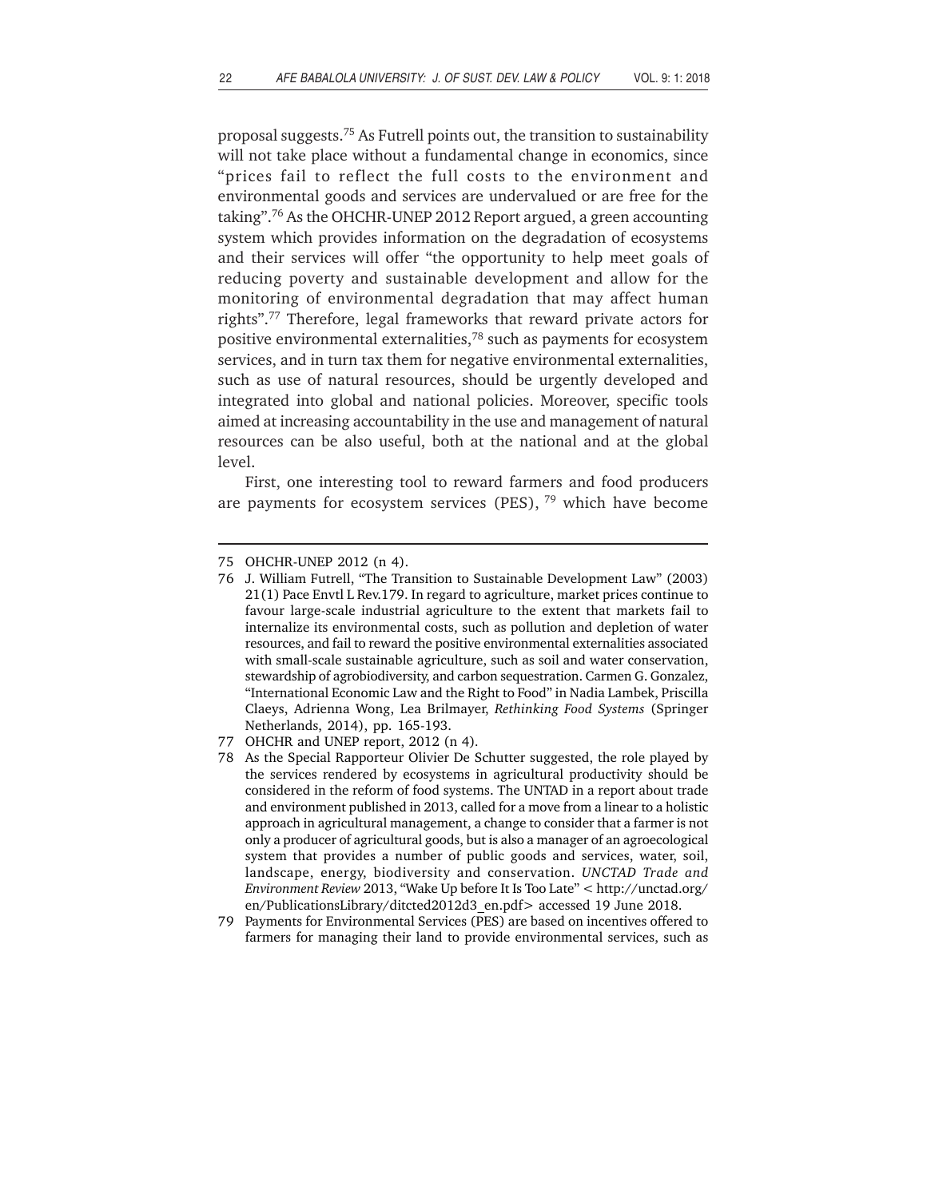proposal suggests.[75] As Futrell points out, the transition to sustainability will not take place without a fundamental change in economics, since "prices fail to reflect the full costs to the environment and environmental goods and services are undervalued or are free for the taking".[76] As the OHCHR-UNEP 2012 Report argued, a green accounting system which provides information on the degradation of ecosystems and their services will offer "the opportunity to help meet goals of reducing poverty and sustainable development and allow for the monitoring of environmental degradation that may affect human rights".[77] Therefore, legal frameworks that reward private actors for positive environmental externalities,[78] such as payments for ecosystem services, and in turn tax them for negative environmental externalities, such as use of natural resources, should be urgently developed and integrated into global and national policies. Moreover, specific tools aimed at increasing accountability in the use and management of natural resources can be also useful, both at the national and at the global level.

First, one interesting tool to reward farmers and food producers are payments for ecosystem services (PES), [79] which have become

---

75 OHCHR-UNEP 2012 (n 4).

76 J. William Futrell, "The Transition to Sustainable Development Law" (2003) 21(1) Pace Envtl L Rev.179. In regard to agriculture, market prices continue to favour large-scale industrial agriculture to the extent that markets fail to internalize its environmental costs, such as pollution and depletion of water resources, and fail to reward the positive environmental externalities associated with small-scale sustainable agriculture, such as soil and water conservation, stewardship of agrobiodiversity, and carbon sequestration. Carmen G. Gonzalez, "International Economic Law and the Right to Food" in Nadia Lambek, Priscilla Claeys, Adrienna Wong, Lea Brilmayer, *Rethinking Food Systems* (Springer Netherlands, 2014), pp. 165-193.

77 OHCHR and UNEP report, 2012 (n 4).

78 As the Special Rapporteur Olivier De Schutter suggested, the role played by the services rendered by ecosystems in agricultural productivity should be considered in the reform of food systems. The UNTAD in a report about trade and environment published in 2013, called for a move from a linear to a holistic approach in agricultural management, a change to consider that a farmer is not only a producer of agricultural goods, but is also a manager of an agroecological system that provides a number of public goods and services, water, soil, landscape, energy, biodiversity and conservation. *UNCTAD Trade and Environment Review* 2013, "Wake Up before It Is Too Late" < http://unctad.org/en/PublicationsLibrary/ditcted2012d3_en.pdf> accessed 19 June 2018.

79 Payments for Environmental Services (PES) are based on incentives offered to farmers for managing their land to provide environmental services, such as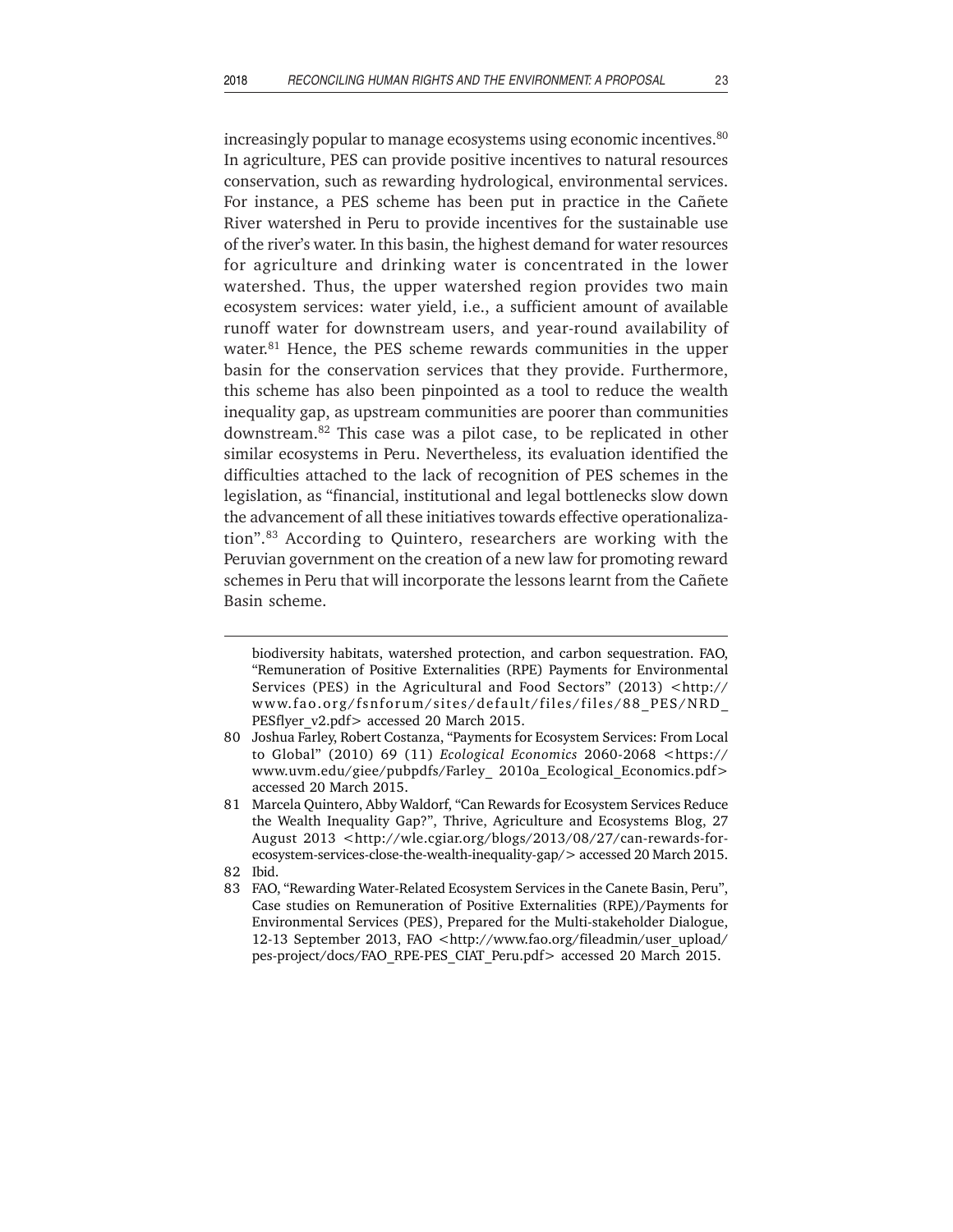increasingly popular to manage ecosystems using economic incentives.[80] In agriculture, PES can provide positive incentives to natural resources conservation, such as rewarding hydrological, environmental services. For instance, a PES scheme has been put in practice in the Cañete River watershed in Peru to provide incentives for the sustainable use of the river's water. In this basin, the highest demand for water resources for agriculture and drinking water is concentrated in the lower watershed. Thus, the upper watershed region provides two main ecosystem services: water yield, i.e., a sufficient amount of available runoff water for downstream users, and year-round availability of water.[81] Hence, the PES scheme rewards communities in the upper basin for the conservation services that they provide. Furthermore, this scheme has also been pinpointed as a tool to reduce the wealth inequality gap, as upstream communities are poorer than communities downstream.[82] This case was a pilot case, to be replicated in other similar ecosystems in Peru. Nevertheless, its evaluation identified the difficulties attached to the lack of recognition of PES schemes in the legislation, as "financial, institutional and legal bottlenecks slow down the advancement of all these initiatives towards effective operationalization".[83] According to Quintero, researchers are working with the Peruvian government on the creation of a new law for promoting reward schemes in Peru that will incorporate the lessons learnt from the Cañete Basin scheme.

---

biodiversity habitats, watershed protection, and carbon sequestration. FAO, "Remuneration of Positive Externalities (RPE) Payments for Environmental Services (PES) in the Agricultural and Food Sectors" (2013) <http://www.fao.org/fsnforum/sites/default/files/files/88_PES/NRD_PESflyer_v2.pdf> accessed 20 March 2015.

80 Joshua Farley, Robert Costanza, "Payments for Ecosystem Services: From Local to Global" (2010) 69 (11) *Ecological Economics* 2060-2068 <https://www.uvm.edu/giee/pubpdfs/Farley_ 2010a_Ecological_Economics.pdf> accessed 20 March 2015.

81 Marcela Quintero, Abby Waldorf, "Can Rewards for Ecosystem Services Reduce the Wealth Inequality Gap?", Thrive, Agriculture and Ecosystems Blog, 27 August 2013 <http://wle.cgiar.org/blogs/2013/08/27/can-rewards-for-ecosystem-services-close-the-wealth-inequality-gap/> accessed 20 March 2015.

82 Ibid.

83 FAO, "Rewarding Water-Related Ecosystem Services in the Canete Basin, Peru", Case studies on Remuneration of Positive Externalities (RPE)/Payments for Environmental Services (PES), Prepared for the Multi-stakeholder Dialogue, 12-13 September 2013, FAO <http://www.fao.org/fileadmin/user_upload/pes-project/docs/FAO_RPE-PES_CIAT_Peru.pdf> accessed 20 March 2015.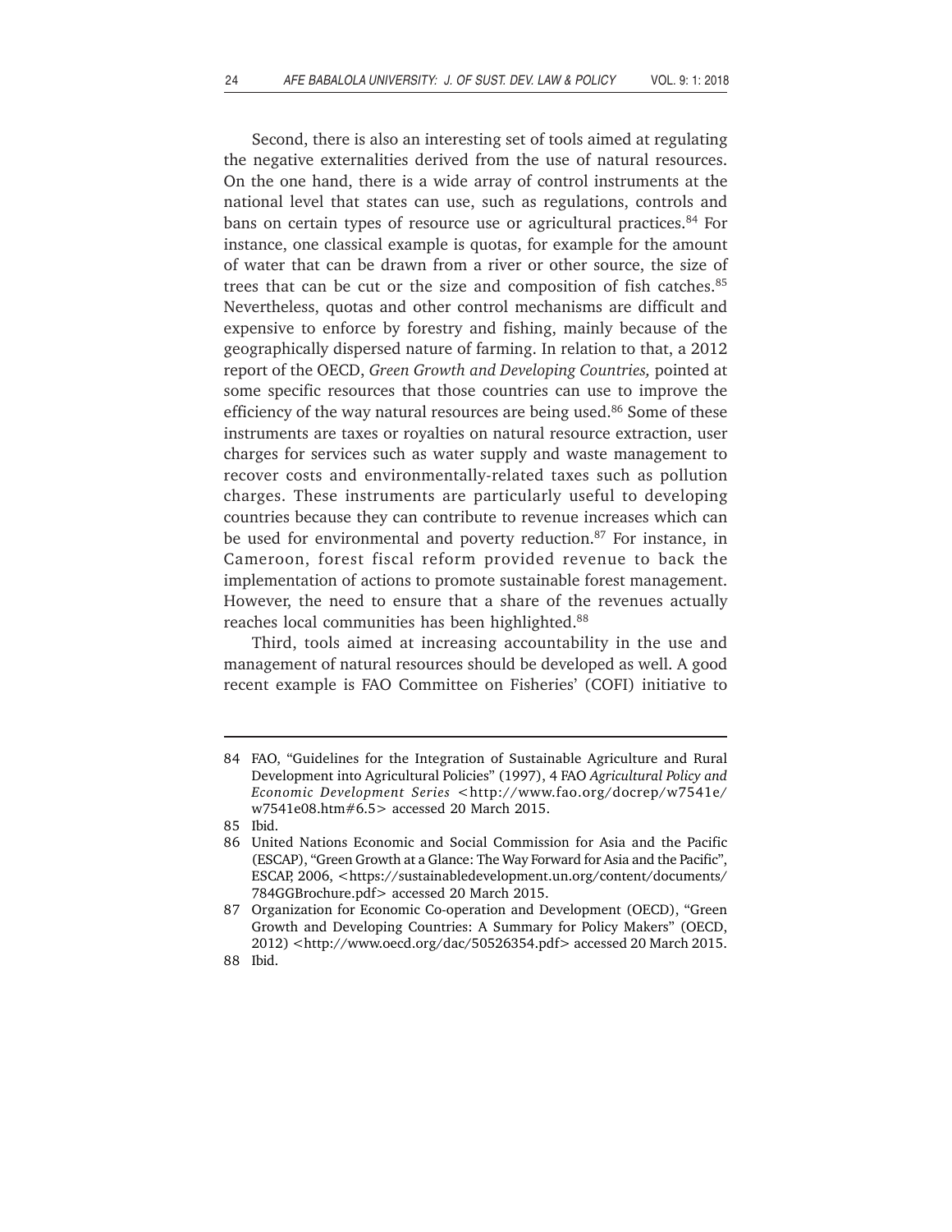Second, there is also an interesting set of tools aimed at regulating the negative externalities derived from the use of natural resources. On the one hand, there is a wide array of control instruments at the national level that states can use, such as regulations, controls and bans on certain types of resource use or agricultural practices.[84] For instance, one classical example is quotas, for example for the amount of water that can be drawn from a river or other source, the size of trees that can be cut or the size and composition of fish catches.[85] Nevertheless, quotas and other control mechanisms are difficult and expensive to enforce by forestry and fishing, mainly because of the geographically dispersed nature of farming. In relation to that, a 2012 report of the OECD, *Green Growth and Developing Countries,* pointed at some specific resources that those countries can use to improve the efficiency of the way natural resources are being used.[86] Some of these instruments are taxes or royalties on natural resource extraction, user charges for services such as water supply and waste management to recover costs and environmentally-related taxes such as pollution charges. These instruments are particularly useful to developing countries because they can contribute to revenue increases which can be used for environmental and poverty reduction.[87] For instance, in Cameroon, forest fiscal reform provided revenue to back the implementation of actions to promote sustainable forest management. However, the need to ensure that a share of the revenues actually reaches local communities has been highlighted.[88]

Third, tools aimed at increasing accountability in the use and management of natural resources should be developed as well. A good recent example is FAO Committee on Fisheries' (COFI) initiative to

---

84 FAO, "Guidelines for the Integration of Sustainable Agriculture and Rural Development into Agricultural Policies" (1997), 4 FAO *Agricultural Policy and Economic Development Series* <http://www.fao.org/docrep/w7541e/w7541e08.htm#6.5> accessed 20 March 2015.

85 Ibid.

86 United Nations Economic and Social Commission for Asia and the Pacific (ESCAP), "Green Growth at a Glance: The Way Forward for Asia and the Pacific", ESCAP, 2006, <https://sustainabledevelopment.un.org/content/documents/784GGBrochure.pdf> accessed 20 March 2015.

87 Organization for Economic Co-operation and Development (OECD), "Green Growth and Developing Countries: A Summary for Policy Makers" (OECD, 2012) <http://www.oecd.org/dac/50526354.pdf> accessed 20 March 2015.

88 Ibid.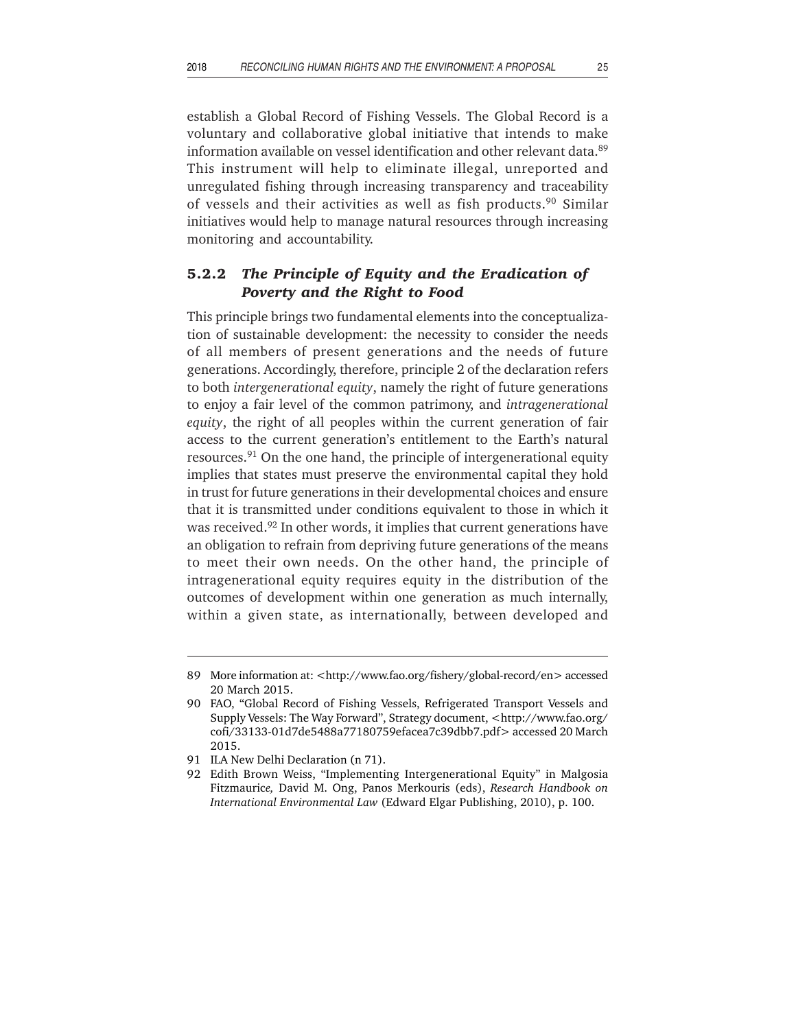establish a Global Record of Fishing Vessels. The Global Record is a voluntary and collaborative global initiative that intends to make information available on vessel identification and other relevant data.[89] This instrument will help to eliminate illegal, unreported and unregulated fishing through increasing transparency and traceability of vessels and their activities as well as fish products.[90] Similar initiatives would help to manage natural resources through increasing monitoring and accountability.

### 5.2.2 *The Principle of Equity and the Eradication of Poverty and the Right to Food*

This principle brings two fundamental elements into the conceptualization of sustainable development: the necessity to consider the needs of all members of present generations and the needs of future generations. Accordingly, therefore, principle 2 of the declaration refers to both *intergenerational equity*, namely the right of future generations to enjoy a fair level of the common patrimony, and *intragenerational equity*, the right of all peoples within the current generation of fair access to the current generation's entitlement to the Earth's natural resources.[91] On the one hand, the principle of intergenerational equity implies that states must preserve the environmental capital they hold in trust for future generations in their developmental choices and ensure that it is transmitted under conditions equivalent to those in which it was received.[92] In other words, it implies that current generations have an obligation to refrain from depriving future generations of the means to meet their own needs. On the other hand, the principle of intragenerational equity requires equity in the distribution of the outcomes of development within one generation as much internally, within a given state, as internationally, between developed and

---

89 More information at: <http://www.fao.org/fishery/global-record/en> accessed 20 March 2015.

90 FAO, "Global Record of Fishing Vessels, Refrigerated Transport Vessels and Supply Vessels: The Way Forward", Strategy document, <http://www.fao.org/cofi/33133-01d7de5488a77180759efacea7c39dbb7.pdf> accessed 20 March 2015.

91 ILA New Delhi Declaration (n 71).

92 Edith Brown Weiss, "Implementing Intergenerational Equity" in Malgosia Fitzmaurice, David M. Ong, Panos Merkouris (eds), *Research Handbook on International Environmental Law* (Edward Elgar Publishing, 2010), p. 100.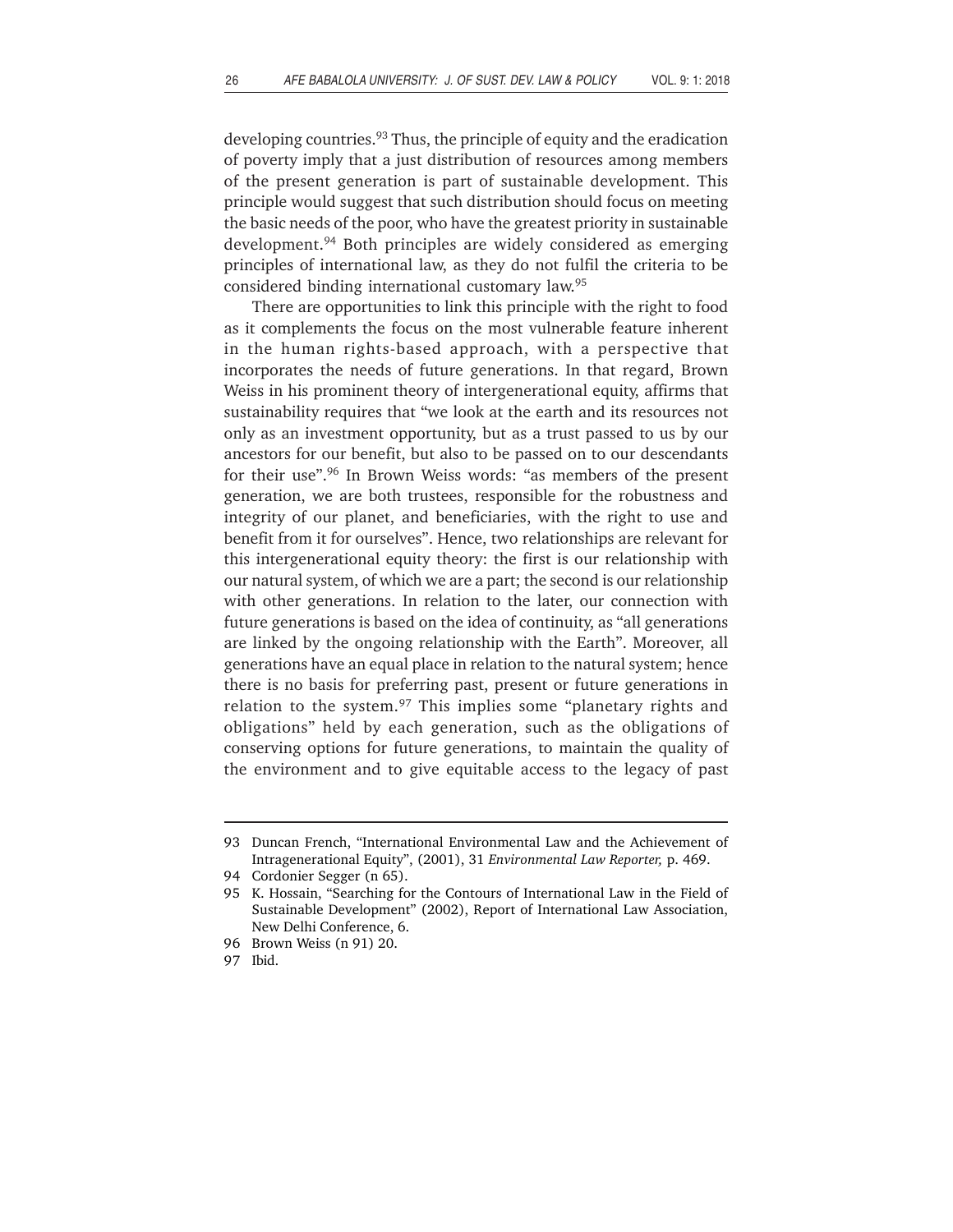developing countries.[93] Thus, the principle of equity and the eradication of poverty imply that a just distribution of resources among members of the present generation is part of sustainable development. This principle would suggest that such distribution should focus on meeting the basic needs of the poor, who have the greatest priority in sustainable development.[94] Both principles are widely considered as emerging principles of international law, as they do not fulfil the criteria to be considered binding international customary law.[95]

There are opportunities to link this principle with the right to food as it complements the focus on the most vulnerable feature inherent in the human rights-based approach, with a perspective that incorporates the needs of future generations. In that regard, Brown Weiss in his prominent theory of intergenerational equity, affirms that sustainability requires that "we look at the earth and its resources not only as an investment opportunity, but as a trust passed to us by our ancestors for our benefit, but also to be passed on to our descendants for their use".[96] In Brown Weiss words: "as members of the present generation, we are both trustees, responsible for the robustness and integrity of our planet, and beneficiaries, with the right to use and benefit from it for ourselves". Hence, two relationships are relevant for this intergenerational equity theory: the first is our relationship with our natural system, of which we are a part; the second is our relationship with other generations. In relation to the later, our connection with future generations is based on the idea of continuity, as "all generations are linked by the ongoing relationship with the Earth". Moreover, all generations have an equal place in relation to the natural system; hence there is no basis for preferring past, present or future generations in relation to the system.[97] This implies some "planetary rights and obligations" held by each generation, such as the obligations of conserving options for future generations, to maintain the quality of the environment and to give equitable access to the legacy of past

---

93 Duncan French, "International Environmental Law and the Achievement of Intragenerational Equity", (2001), 31 *Environmental Law Reporter,* p. 469.

94 Cordonier Segger (n 65).

95 K. Hossain, "Searching for the Contours of International Law in the Field of Sustainable Development" (2002), Report of International Law Association, New Delhi Conference, 6.

96 Brown Weiss (n 91) 20.

97 Ibid.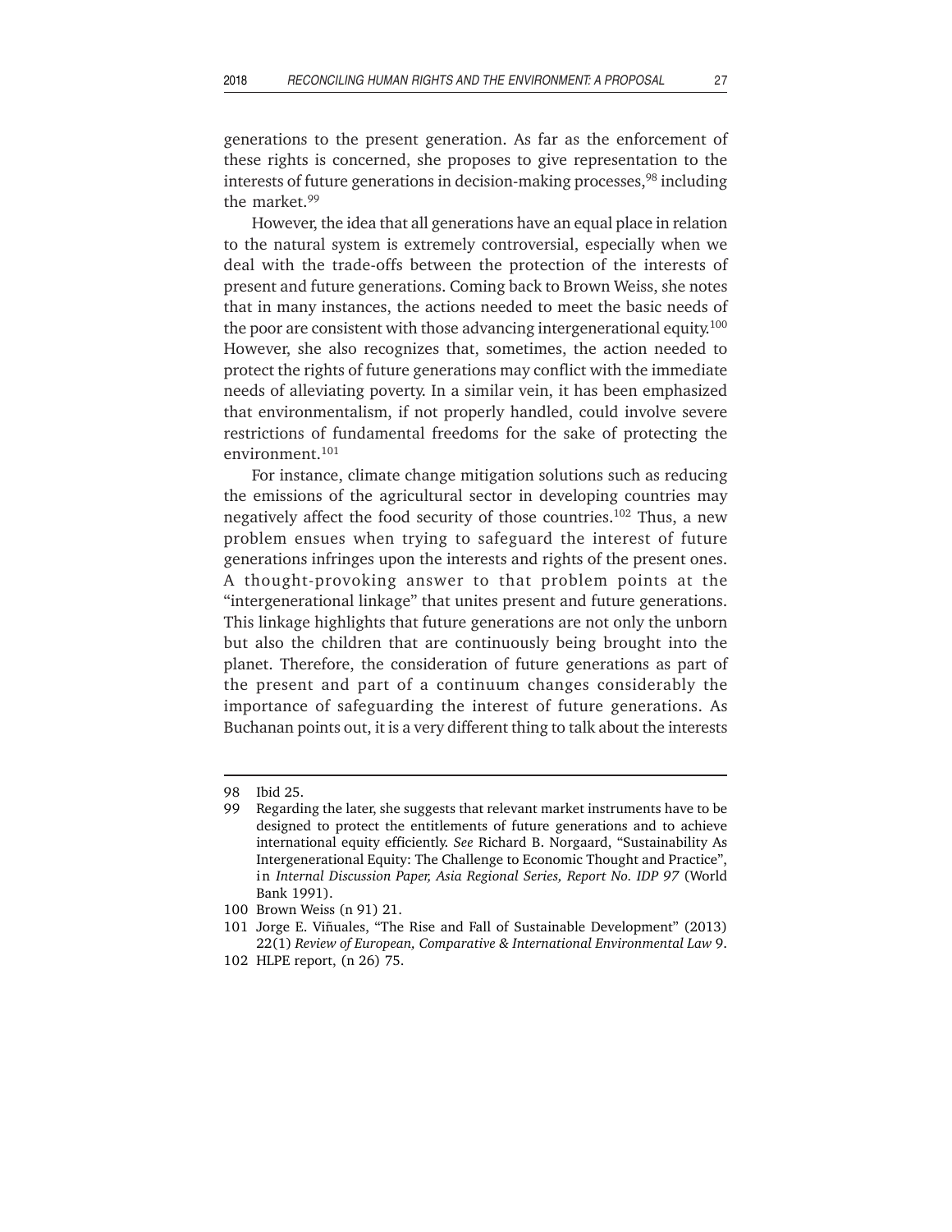generations to the present generation. As far as the enforcement of these rights is concerned, she proposes to give representation to the interests of future generations in decision-making processes,[98] including the market.[99]

However, the idea that all generations have an equal place in relation to the natural system is extremely controversial, especially when we deal with the trade-offs between the protection of the interests of present and future generations. Coming back to Brown Weiss, she notes that in many instances, the actions needed to meet the basic needs of the poor are consistent with those advancing intergenerational equity.[100] However, she also recognizes that, sometimes, the action needed to protect the rights of future generations may conflict with the immediate needs of alleviating poverty. In a similar vein, it has been emphasized that environmentalism, if not properly handled, could involve severe restrictions of fundamental freedoms for the sake of protecting the environment.[101]

For instance, climate change mitigation solutions such as reducing the emissions of the agricultural sector in developing countries may negatively affect the food security of those countries.[102] Thus, a new problem ensues when trying to safeguard the interest of future generations infringes upon the interests and rights of the present ones. A thought-provoking answer to that problem points at the "intergenerational linkage" that unites present and future generations. This linkage highlights that future generations are not only the unborn but also the children that are continuously being brought into the planet. Therefore, the consideration of future generations as part of the present and part of a continuum changes considerably the importance of safeguarding the interest of future generations. As Buchanan points out, it is a very different thing to talk about the interests

---

98 Ibid 25.

99 Regarding the later, she suggests that relevant market instruments have to be designed to protect the entitlements of future generations and to achieve international equity efficiently. *See* Richard B. Norgaard, "Sustainability As Intergenerational Equity: The Challenge to Economic Thought and Practice", in *Internal Discussion Paper, Asia Regional Series, Report No. IDP 97* (World Bank 1991).

100 Brown Weiss (n 91) 21.

101 Jorge E. Viñuales, "The Rise and Fall of Sustainable Development" (2013) 22(1) *Review of European, Comparative & International Environmental Law* 9.

102 HLPE report, (n 26) 75.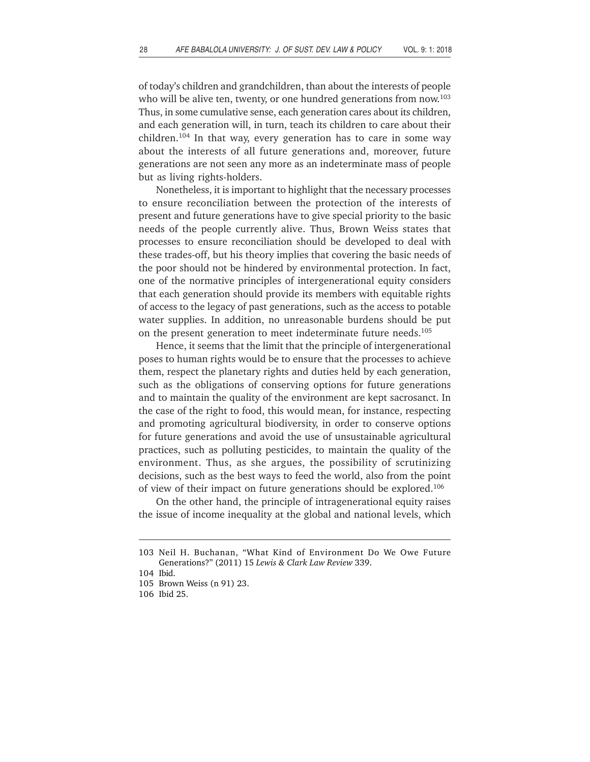of today's children and grandchildren, than about the interests of people who will be alive ten, twenty, or one hundred generations from now.[103] Thus, in some cumulative sense, each generation cares about its children, and each generation will, in turn, teach its children to care about their children.[104] In that way, every generation has to care in some way about the interests of all future generations and, moreover, future generations are not seen any more as an indeterminate mass of people but as living rights-holders.

Nonetheless, it is important to highlight that the necessary processes to ensure reconciliation between the protection of the interests of present and future generations have to give special priority to the basic needs of the people currently alive. Thus, Brown Weiss states that processes to ensure reconciliation should be developed to deal with these trades-off, but his theory implies that covering the basic needs of the poor should not be hindered by environmental protection. In fact, one of the normative principles of intergenerational equity considers that each generation should provide its members with equitable rights of access to the legacy of past generations, such as the access to potable water supplies. In addition, no unreasonable burdens should be put on the present generation to meet indeterminate future needs.[105]

Hence, it seems that the limit that the principle of intergenerational poses to human rights would be to ensure that the processes to achieve them, respect the planetary rights and duties held by each generation, such as the obligations of conserving options for future generations and to maintain the quality of the environment are kept sacrosanct. In the case of the right to food, this would mean, for instance, respecting and promoting agricultural biodiversity, in order to conserve options for future generations and avoid the use of unsustainable agricultural practices, such as polluting pesticides, to maintain the quality of the environment. Thus, as she argues, the possibility of scrutinizing decisions, such as the best ways to feed the world, also from the point of view of their impact on future generations should be explored.[106]

On the other hand, the principle of intragenerational equity raises the issue of income inequality at the global and national levels, which

---

103 Neil H. Buchanan, "What Kind of Environment Do We Owe Future Generations?" (2011) 15 *Lewis & Clark Law Review* 339.

104 Ibid.

105 Brown Weiss (n 91) 23.

106 Ibid 25.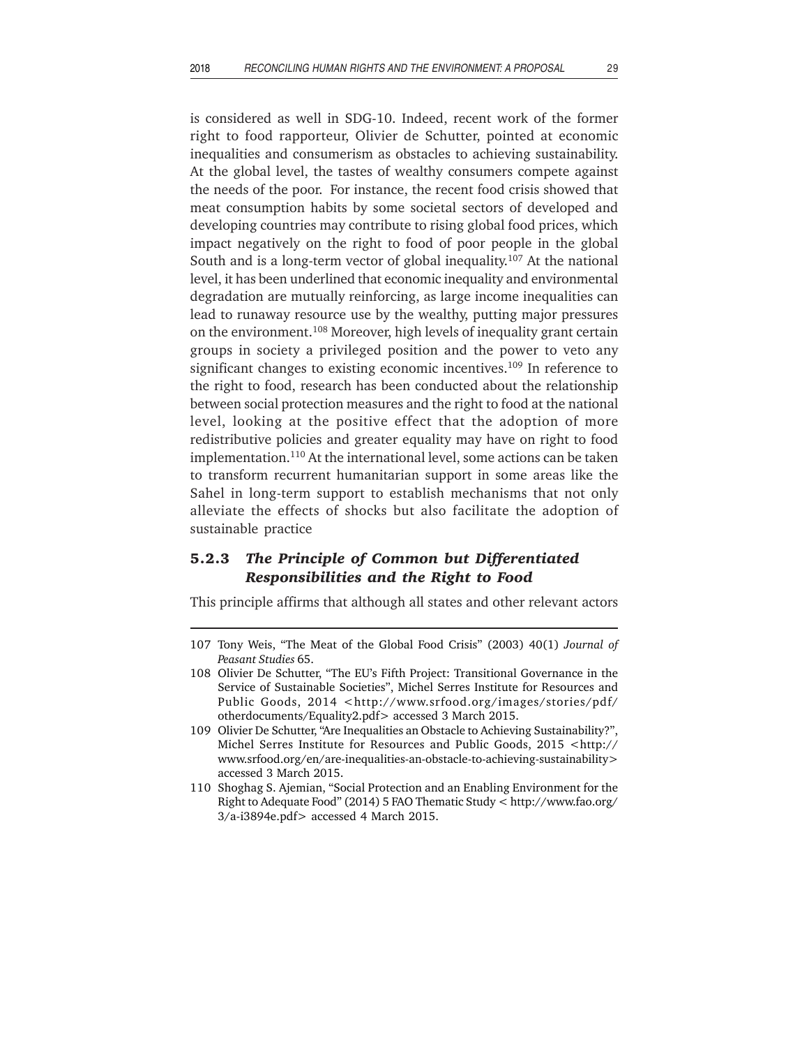is considered as well in SDG-10. Indeed, recent work of the former right to food rapporteur, Olivier de Schutter, pointed at economic inequalities and consumerism as obstacles to achieving sustainability. At the global level, the tastes of wealthy consumers compete against the needs of the poor. For instance, the recent food crisis showed that meat consumption habits by some societal sectors of developed and developing countries may contribute to rising global food prices, which impact negatively on the right to food of poor people in the global South and is a long-term vector of global inequality.[107] At the national level, it has been underlined that economic inequality and environmental degradation are mutually reinforcing, as large income inequalities can lead to runaway resource use by the wealthy, putting major pressures on the environment.[108] Moreover, high levels of inequality grant certain groups in society a privileged position and the power to veto any significant changes to existing economic incentives.[109] In reference to the right to food, research has been conducted about the relationship between social protection measures and the right to food at the national level, looking at the positive effect that the adoption of more redistributive policies and greater equality may have on right to food implementation.[110] At the international level, some actions can be taken to transform recurrent humanitarian support in some areas like the Sahel in long-term support to establish mechanisms that not only alleviate the effects of shocks but also facilitate the adoption of sustainable practice

### 5.2.3 *The Principle of Common but Differentiated Responsibilities and the Right to Food*

This principle affirms that although all states and other relevant actors

---

107 Tony Weis, "The Meat of the Global Food Crisis" (2003) 40(1) *Journal of Peasant Studies* 65.

108 Olivier De Schutter, "The EU's Fifth Project: Transitional Governance in the Service of Sustainable Societies", Michel Serres Institute for Resources and Public Goods, 2014 <http://www.srfood.org/images/stories/pdf/otherdocuments/Equality2.pdf> accessed 3 March 2015.

109 Olivier De Schutter, "Are Inequalities an Obstacle to Achieving Sustainability?", Michel Serres Institute for Resources and Public Goods, 2015 <http://www.srfood.org/en/are-inequalities-an-obstacle-to-achieving-sustainability> accessed 3 March 2015.

110 Shoghag S. Ajemian, "Social Protection and an Enabling Environment for the Right to Adequate Food" (2014) 5 FAO Thematic Study < http://www.fao.org/3/a-i3894e.pdf> accessed 4 March 2015.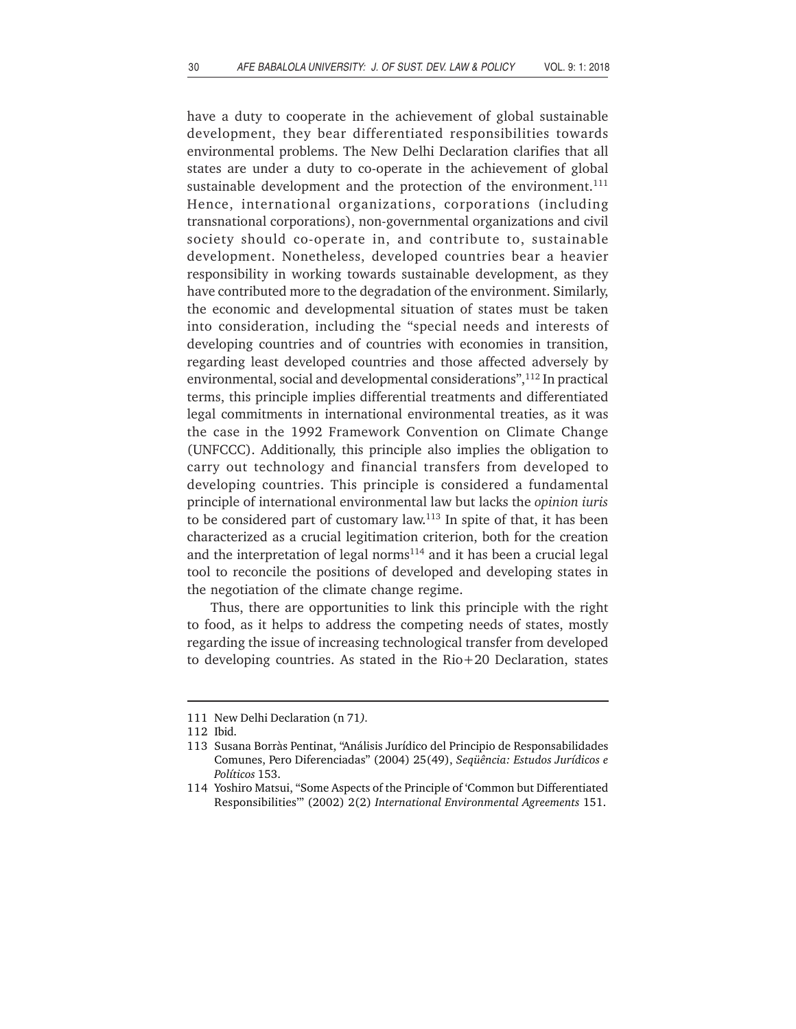have a duty to cooperate in the achievement of global sustainable development, they bear differentiated responsibilities towards environmental problems. The New Delhi Declaration clarifies that all states are under a duty to co-operate in the achievement of global sustainable development and the protection of the environment.[111] Hence, international organizations, corporations (including transnational corporations), non-governmental organizations and civil society should co-operate in, and contribute to, sustainable development. Nonetheless, developed countries bear a heavier responsibility in working towards sustainable development, as they have contributed more to the degradation of the environment. Similarly, the economic and developmental situation of states must be taken into consideration, including the "special needs and interests of developing countries and of countries with economies in transition, regarding least developed countries and those affected adversely by environmental, social and developmental considerations",[112] In practical terms, this principle implies differential treatments and differentiated legal commitments in international environmental treaties, as it was the case in the 1992 Framework Convention on Climate Change (UNFCCC). Additionally, this principle also implies the obligation to carry out technology and financial transfers from developed to developing countries. This principle is considered a fundamental principle of international environmental law but lacks the *opinion iuris* to be considered part of customary law.[113] In spite of that, it has been characterized as a crucial legitimation criterion, both for the creation and the interpretation of legal norms[114] and it has been a crucial legal tool to reconcile the positions of developed and developing states in the negotiation of the climate change regime.

Thus, there are opportunities to link this principle with the right to food, as it helps to address the competing needs of states, mostly regarding the issue of increasing technological transfer from developed to developing countries. As stated in the Rio+20 Declaration, states

---

111 New Delhi Declaration (n 71).

112 Ibid.

113 Susana Borràs Pentinat, "Análisis Jurídico del Principio de Responsabilidades Comunes, Pero Diferenciadas" (2004) 25(49), *Seqüência: Estudos Jurídicos e Políticos* 153.

114 Yoshiro Matsui, "Some Aspects of the Principle of 'Common but Differentiated Responsibilities'" (2002) 2(2) *International Environmental Agreements* 151.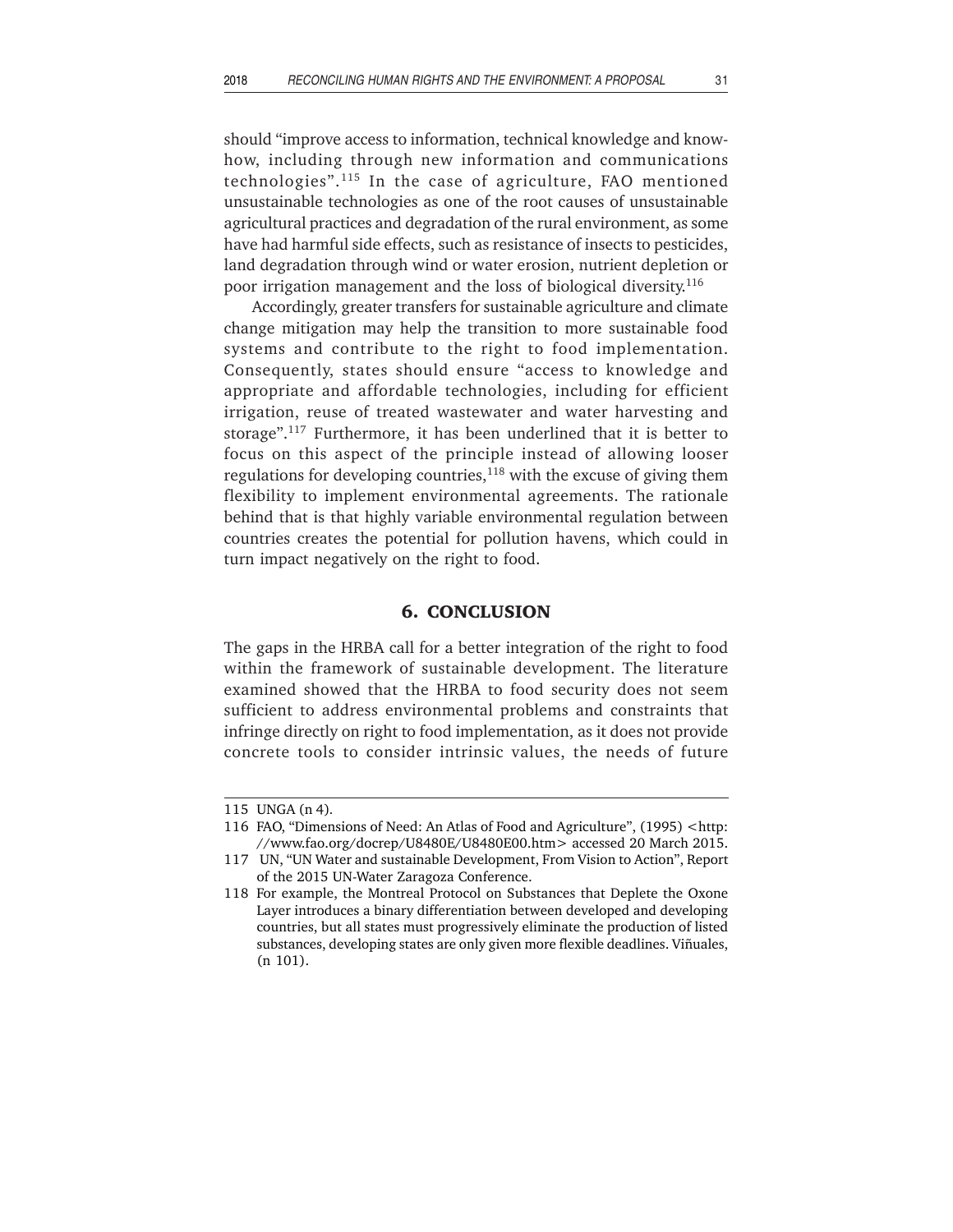should "improve access to information, technical knowledge and know-how, including through new information and communications technologies".[115] In the case of agriculture, FAO mentioned unsustainable technologies as one of the root causes of unsustainable agricultural practices and degradation of the rural environment, as some have had harmful side effects, such as resistance of insects to pesticides, land degradation through wind or water erosion, nutrient depletion or poor irrigation management and the loss of biological diversity.[116]

Accordingly, greater transfers for sustainable agriculture and climate change mitigation may help the transition to more sustainable food systems and contribute to the right to food implementation. Consequently, states should ensure "access to knowledge and appropriate and affordable technologies, including for efficient irrigation, reuse of treated wastewater and water harvesting and storage".[117] Furthermore, it has been underlined that it is better to focus on this aspect of the principle instead of allowing looser regulations for developing countries,[118] with the excuse of giving them flexibility to implement environmental agreements. The rationale behind that is that highly variable environmental regulation between countries creates the potential for pollution havens, which could in turn impact negatively on the right to food.

## 6. CONCLUSION

The gaps in the HRBA call for a better integration of the right to food within the framework of sustainable development. The literature examined showed that the HRBA to food security does not seem sufficient to address environmental problems and constraints that infringe directly on right to food implementation, as it does not provide concrete tools to consider intrinsic values, the needs of future

---

115 UNGA (n 4).

116 FAO, "Dimensions of Need: An Atlas of Food and Agriculture", (1995) <http://www.fao.org/docrep/U8480E/U8480E00.htm> accessed 20 March 2015.

117 UN, "UN Water and sustainable Development, From Vision to Action", Report of the 2015 UN-Water Zaragoza Conference.

118 For example, the Montreal Protocol on Substances that Deplete the Oxone Layer introduces a binary differentiation between developed and developing countries, but all states must progressively eliminate the production of listed substances, developing states are only given more flexible deadlines. Viñuales, (n 101).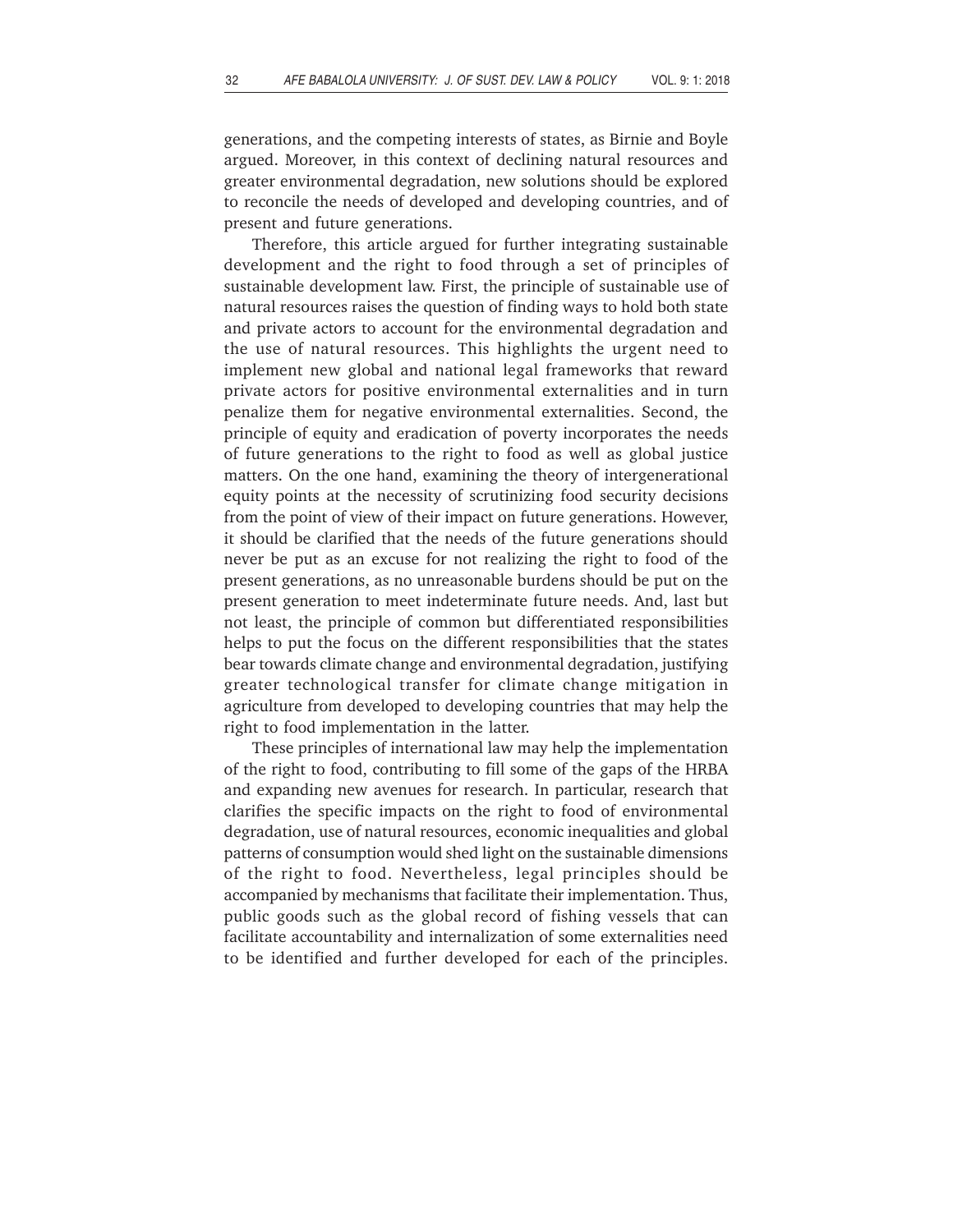generations, and the competing interests of states, as Birnie and Boyle argued. Moreover, in this context of declining natural resources and greater environmental degradation, new solutions should be explored to reconcile the needs of developed and developing countries, and of present and future generations.

Therefore, this article argued for further integrating sustainable development and the right to food through a set of principles of sustainable development law. First, the principle of sustainable use of natural resources raises the question of finding ways to hold both state and private actors to account for the environmental degradation and the use of natural resources. This highlights the urgent need to implement new global and national legal frameworks that reward private actors for positive environmental externalities and in turn penalize them for negative environmental externalities. Second, the principle of equity and eradication of poverty incorporates the needs of future generations to the right to food as well as global justice matters. On the one hand, examining the theory of intergenerational equity points at the necessity of scrutinizing food security decisions from the point of view of their impact on future generations. However, it should be clarified that the needs of the future generations should never be put as an excuse for not realizing the right to food of the present generations, as no unreasonable burdens should be put on the present generation to meet indeterminate future needs. And, last but not least, the principle of common but differentiated responsibilities helps to put the focus on the different responsibilities that the states bear towards climate change and environmental degradation, justifying greater technological transfer for climate change mitigation in agriculture from developed to developing countries that may help the right to food implementation in the latter.

These principles of international law may help the implementation of the right to food, contributing to fill some of the gaps of the HRBA and expanding new avenues for research. In particular, research that clarifies the specific impacts on the right to food of environmental degradation, use of natural resources, economic inequalities and global patterns of consumption would shed light on the sustainable dimensions of the right to food. Nevertheless, legal principles should be accompanied by mechanisms that facilitate their implementation. Thus, public goods such as the global record of fishing vessels that can facilitate accountability and internalization of some externalities need to be identified and further developed for each of the principles.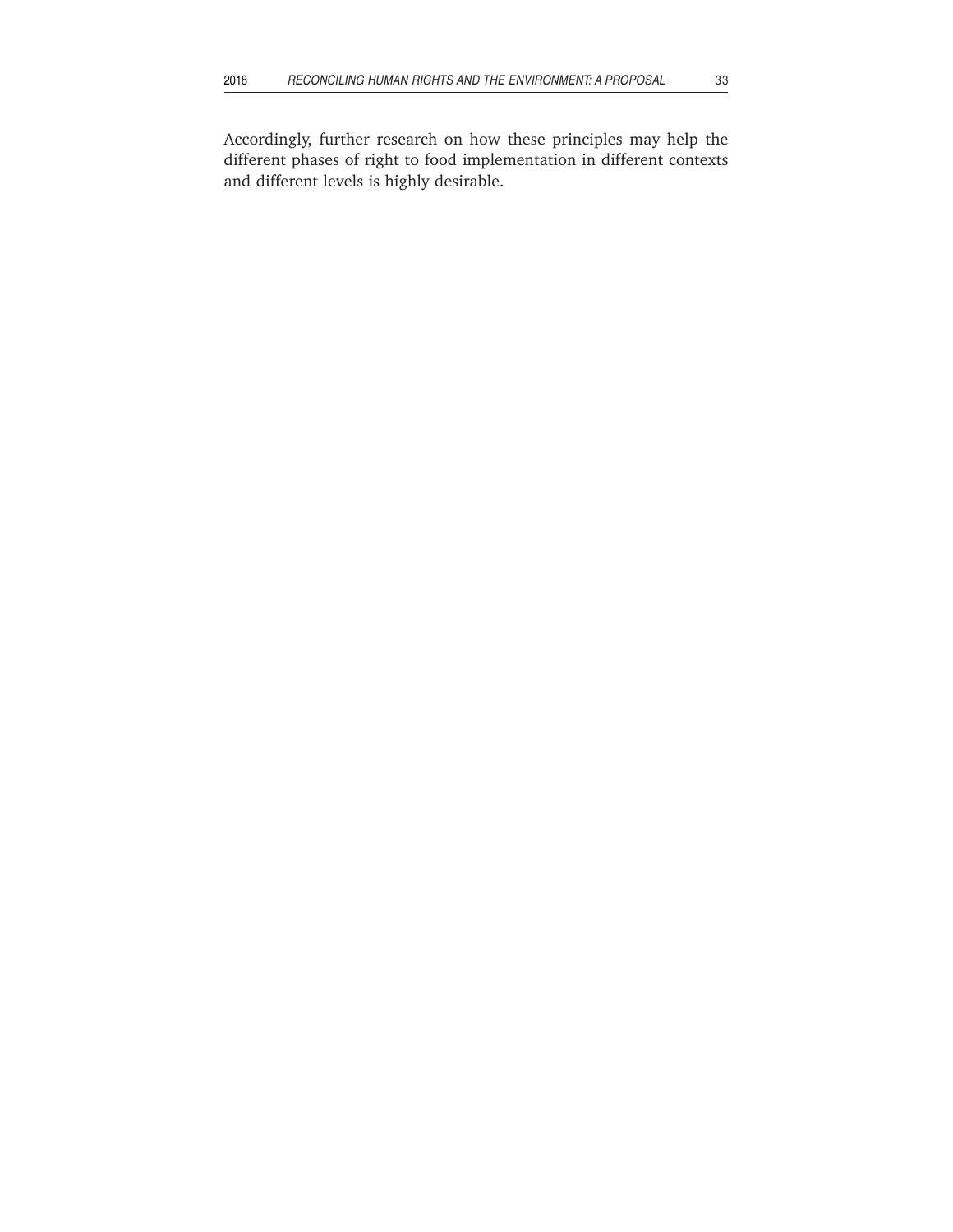Accordingly, further research on how these principles may help the different phases of right to food implementation in different contexts and different levels is highly desirable.